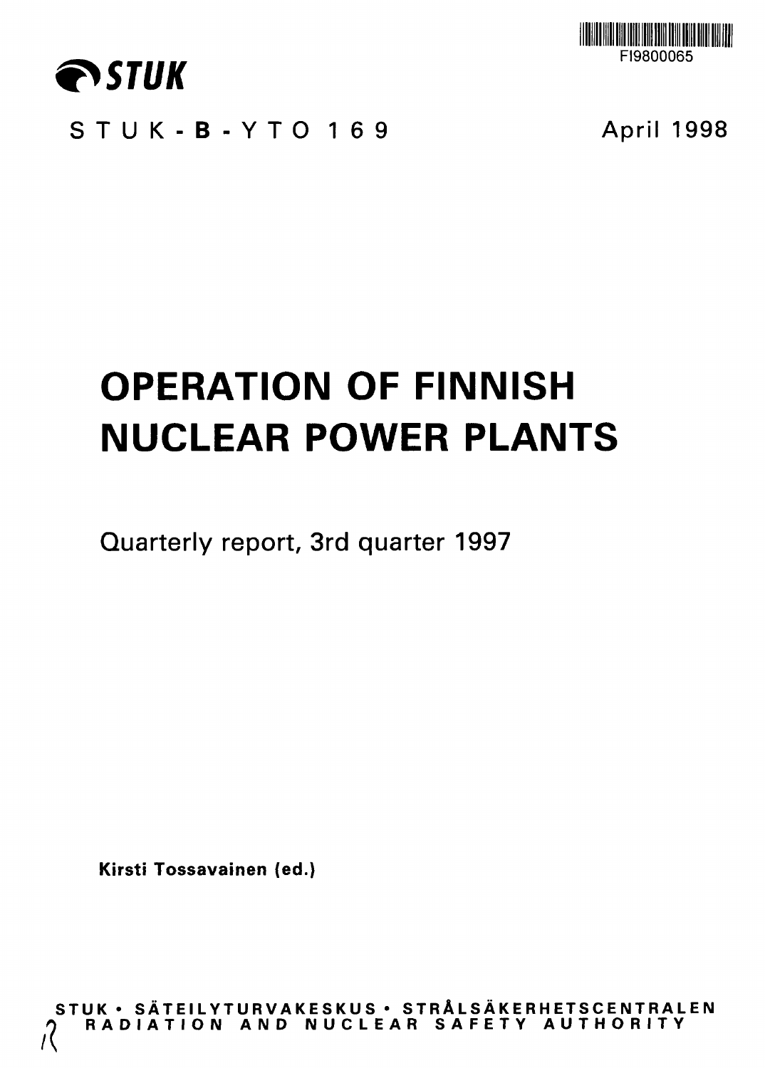FI9800065

STUK

STUK-B-YTO 169

April 1998

# OPERATION OF FINNISH NUCLEAR POWER PLANTS

Quarterly report, 3rd quarter 1997

**Kirsti Tossavainen (ed.)**

STUK • SÄTEILYTURVAKESKUS • STRÅLSÄKERHETSCENTRALEN
RADIATION AND NUCLEAR SAFETY AUTHORITY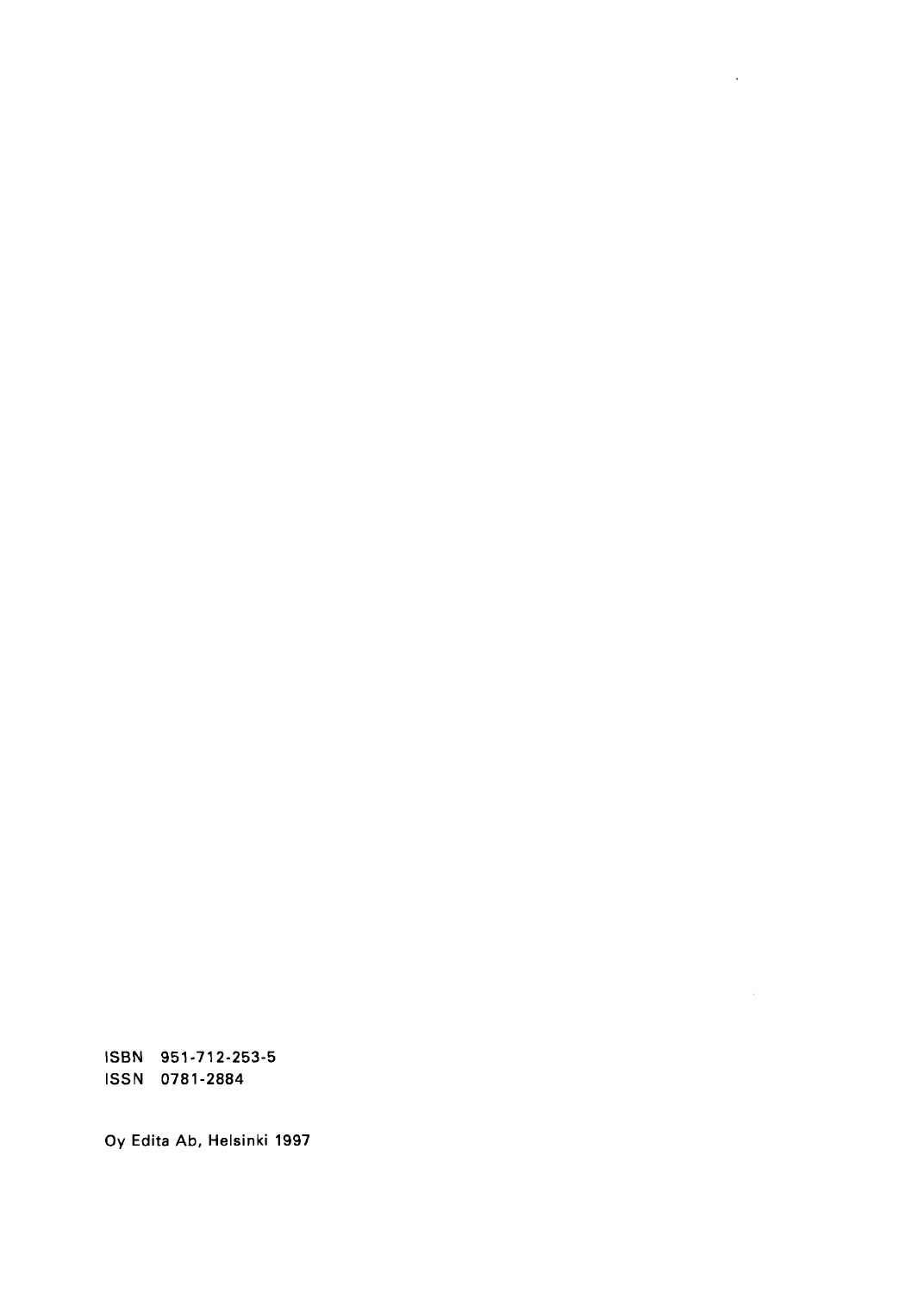ISBN 951-712-253-5
ISSN 0781-2884

Oy Edita Ab, Helsinki 1997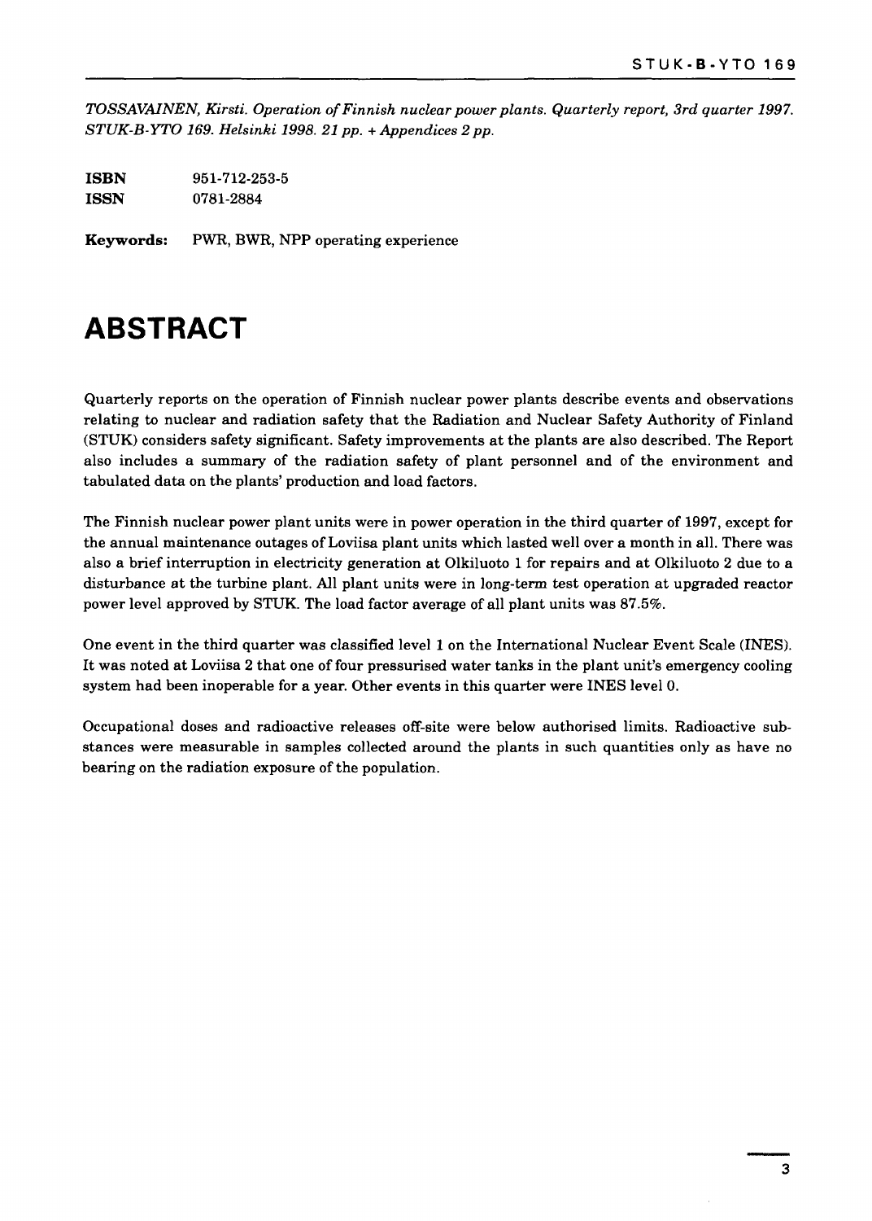*TOSSAVAINEN, Kirsti. Operation of Finnish nuclear power plants. Quarterly report, 3rd quarter 1997. STUK-B-YTO 169. Helsinki 1998. 21 pp. + Appendices 2 pp.*

**ISBN** 951-712-253-5
**ISSN** 0781-2884

**Keywords:** PWR, BWR, NPP operating experience

# ABSTRACT

Quarterly reports on the operation of Finnish nuclear power plants describe events and observations relating to nuclear and radiation safety that the Radiation and Nuclear Safety Authority of Finland (STUK) considers safety significant. Safety improvements at the plants are also described. The Report also includes a summary of the radiation safety of plant personnel and of the environment and tabulated data on the plants' production and load factors.

The Finnish nuclear power plant units were in power operation in the third quarter of 1997, except for the annual maintenance outages of Loviisa plant units which lasted well over a month in all. There was also a brief interruption in electricity generation at Olkiluoto 1 for repairs and at Olkiluoto 2 due to a disturbance at the turbine plant. All plant units were in long-term test operation at upgraded reactor power level approved by STUK. The load factor average of all plant units was 87.5%.

One event in the third quarter was classified level 1 on the International Nuclear Event Scale (INES). It was noted at Loviisa 2 that one of four pressurised water tanks in the plant unit's emergency cooling system had been inoperable for a year. Other events in this quarter were INES level 0.

Occupational doses and radioactive releases off-site were below authorised limits. Radioactive substances were measurable in samples collected around the plants in such quantities only as have no bearing on the radiation exposure of the population.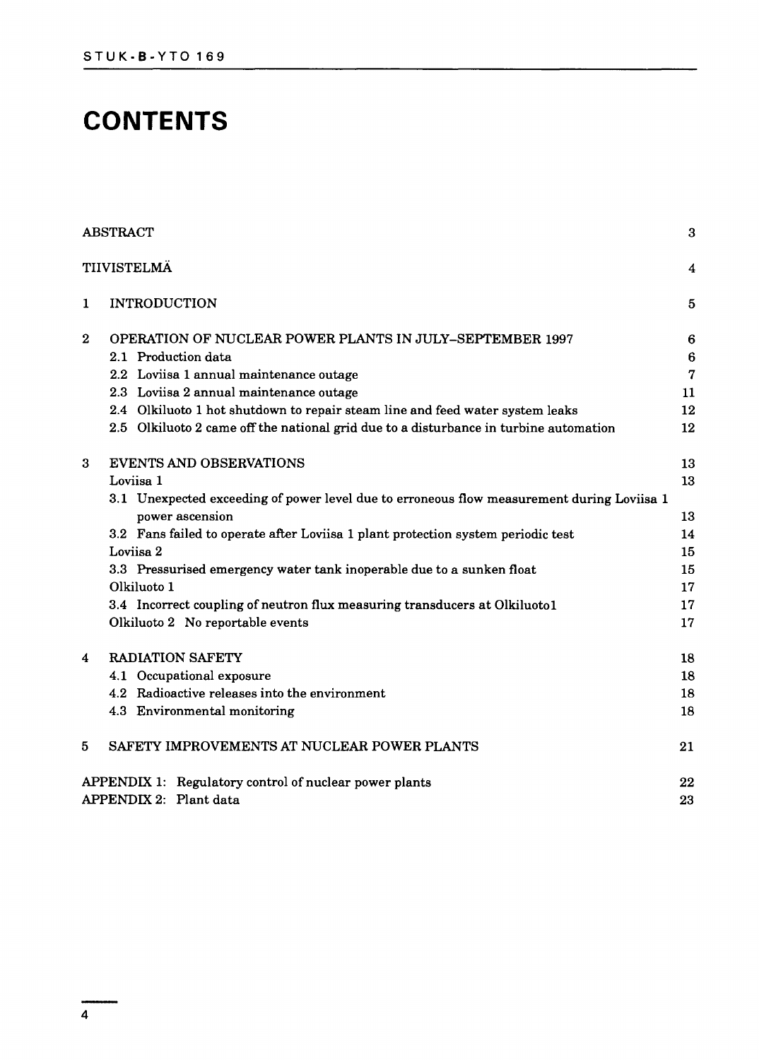# CONTENTS

| | | |
|---|---|---|
| ABSTRACT | | 3 |
| TIIVISTELMÄ | | 4 |
| 1 | INTRODUCTION | 5 |
| 2 | OPERATION OF NUCLEAR POWER PLANTS IN JULY–SEPTEMBER 1997 | 6 |
| | 2.1 Production data | 6 |
| | 2.2 Loviisa 1 annual maintenance outage | 7 |
| | 2.3 Loviisa 2 annual maintenance outage | 11 |
| | 2.4 Olkiluoto 1 hot shutdown to repair steam line and feed water system leaks | 12 |
| | 2.5 Olkiluoto 2 came off the national grid due to a disturbance in turbine automation | 12 |
| 3 | EVENTS AND OBSERVATIONS | 13 |
| | Loviisa 1 | 13 |
| | 3.1 Unexpected exceeding of power level due to erroneous flow measurement during Loviisa 1 power ascension | 13 |
| | 3.2 Fans failed to operate after Loviisa 1 plant protection system periodic test | 14 |
| | Loviisa 2 | 15 |
| | 3.3 Pressurised emergency water tank inoperable due to a sunken float | 15 |
| | Olkiluoto 1 | 17 |
| | 3.4 Incorrect coupling of neutron flux measuring transducers at Olkiluoto1 | 17 |
| | Olkiluoto 2 No reportable events | 17 |
| 4 | RADIATION SAFETY | 18 |
| | 4.1 Occupational exposure | 18 |
| | 4.2 Radioactive releases into the environment | 18 |
| | 4.3 Environmental monitoring | 18 |
| 5 | SAFETY IMPROVEMENTS AT NUCLEAR POWER PLANTS | 21 |
| APPENDIX 1: | Regulatory control of nuclear power plants | 22 |
| APPENDIX 2: | Plant data | 23 |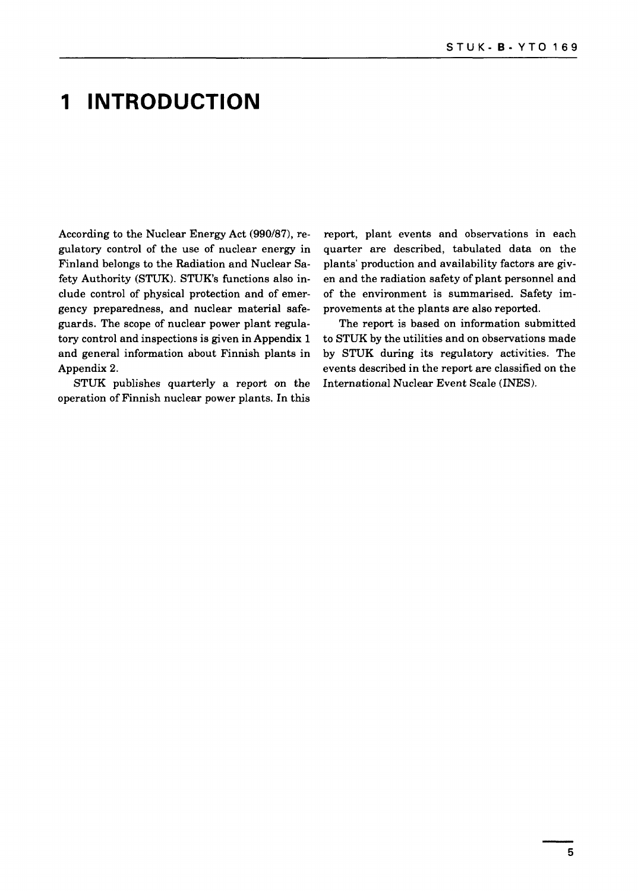# 1 INTRODUCTION

According to the Nuclear Energy Act (990/87), regulatory control of the use of nuclear energy in Finland belongs to the Radiation and Nuclear Safety Authority (STUK). STUK's functions also include control of physical protection and of emergency preparedness, and nuclear material safeguards. The scope of nuclear power plant regulatory control and inspections is given in Appendix 1 and general information about Finnish plants in Appendix 2.

STUK publishes quarterly a report on the operation of Finnish nuclear power plants. In this report, plant events and observations in each quarter are described, tabulated data on the plants' production and availability factors are given and the radiation safety of plant personnel and of the environment is summarised. Safety improvements at the plants are also reported.

The report is based on information submitted to STUK by the utilities and on observations made by STUK during its regulatory activities. The events described in the report are classified on the International Nuclear Event Scale (INES).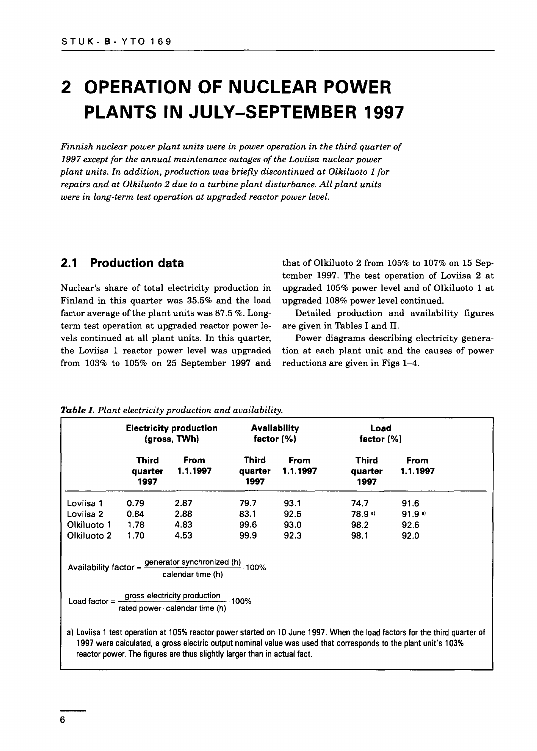# 2 OPERATION OF NUCLEAR POWER PLANTS IN JULY–SEPTEMBER 1997

*Finnish nuclear power plant units were in power operation in the third quarter of 1997 except for the annual maintenance outages of the Loviisa nuclear power plant units. In addition, production was briefly discontinued at Olkiluoto 1 for repairs and at Olkiluoto 2 due to a turbine plant disturbance. All plant units were in long-term test operation at upgraded reactor power level.*

## 2.1 Production data

Nuclear's share of total electricity production in Finland in this quarter was 35.5% and the load factor average of the plant units was 87.5 %. Long-term test operation at upgraded reactor power levels continued at all plant units. In this quarter, the Loviisa 1 reactor power level was upgraded from 103% to 105% on 25 September 1997 and that of Olkiluoto 2 from 105% to 107% on 15 September 1997. The test operation of Loviisa 2 at upgraded 105% power level and of Olkiluoto 1 at upgraded 108% power level continued.

Detailed production and availability figures are given in Tables I and II.

Power diagrams describing electricity generation at each plant unit and the causes of power reductions are given in Figs 1–4.

***Table I.*** *Plant electricity production and availability.*

| | Electricity production (gross, TWh) | | Availability factor (%) | | Load factor (%) | |
|---|---|---|---|---|---|---|
| | Third quarter 1997 | From 1.1.1997 | Third quarter 1997 | From 1.1.1997 | Third quarter 1997 | From 1.1.1997 |
| Loviisa 1 | 0.79 | 2.87 | 79.7 | 93.1 | 74.7 | 91.6 |
| Loviisa 2 | 0.84 | 2.88 | 83.1 | 92.5 | 78.9 [a] | 91.9 [a] |
| Olkiluoto 1 | 1.78 | 4.83 | 99.6 | 93.0 | 98.2 | 92.6 |
| Olkiluoto 2 | 1.70 | 4.53 | 99.9 | 92.3 | 98.1 | 92.0 |

$$\text{Availability factor} = \frac{\text{generator synchronized (h)}}{\text{calendar time (h)}} \cdot 100\%$$

$$\text{Load factor} = \frac{\text{gross electricity production}}{\text{rated power} \cdot \text{calendar time (h)}} \cdot 100\%$$

a) Loviisa 1 test operation at 105% reactor power started on 10 June 1997. When the load factors for the third quarter of 1997 were calculated, a gross electric output nominal value was used that corresponds to the plant unit's 103% reactor power. The figures are thus slightly larger than in actual fact.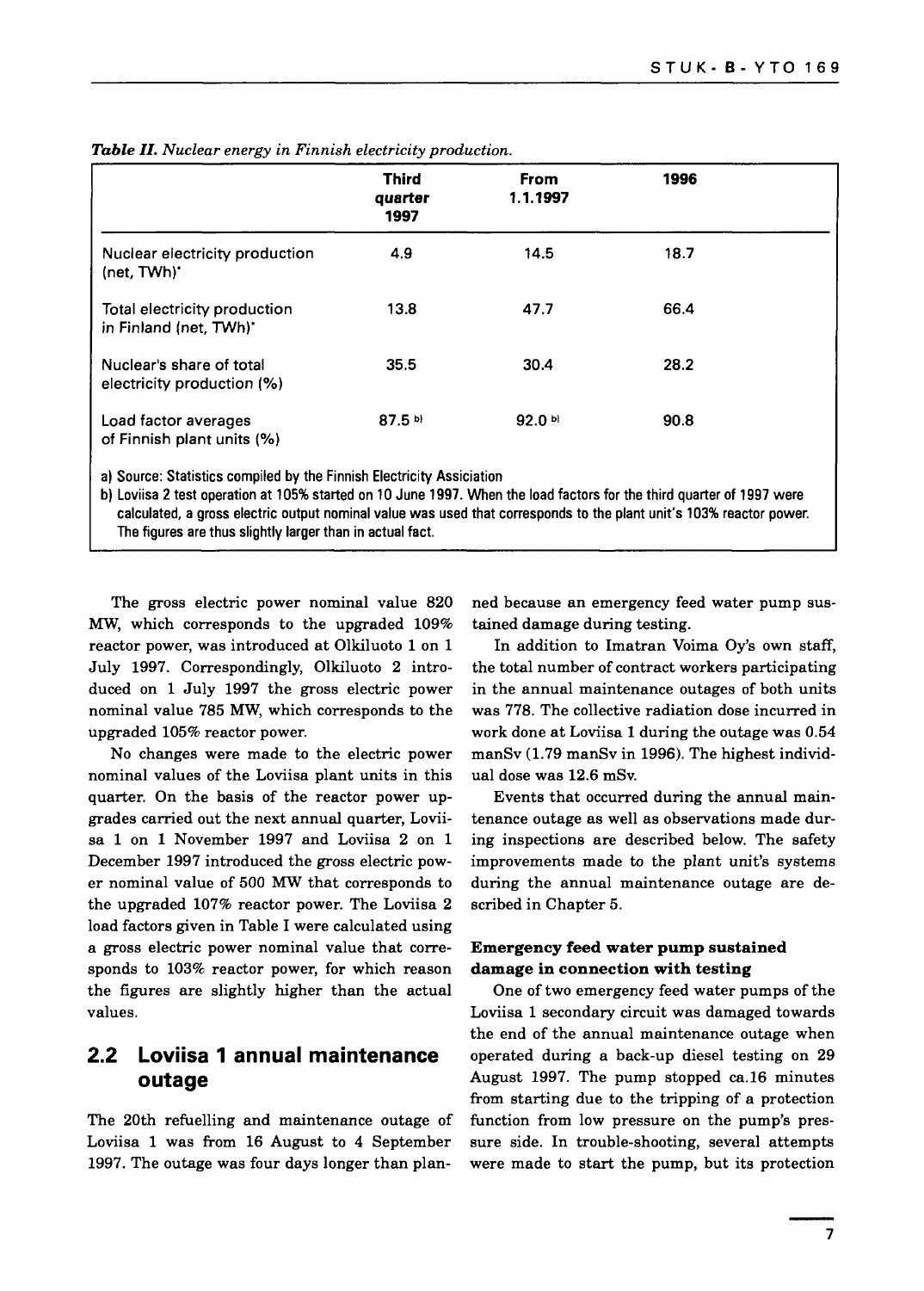*Table II. Nuclear energy in Finnish electricity production.*

| | Third quarter 1997 | From 1.1.1997 | 1996 |
|---|---|---|---|
| Nuclear electricity production (net, TWh)* | 4.9 | 14.5 | 18.7 |
| Total electricity production in Finland (net, TWh)* | 13.8 | 47.7 | 66.4 |
| Nuclear's share of total electricity production (%) | 35.5 | 30.4 | 28.2 |
| Load factor averages of Finnish plant units (%) | 87.5 b) | 92.0 b) | 90.8 |

a) Source: Statistics compiled by the Finnish Electricity Assiciation

b) Loviisa 2 test operation at 105% started on 10 June 1997. When the load factors for the third quarter of 1997 were calculated, a gross electric output nominal value was used that corresponds to the plant unit's 103% reactor power. The figures are thus slightly larger than in actual fact.

The gross electric power nominal value 820 MW, which corresponds to the upgraded 109% reactor power, was introduced at Olkiluoto 1 on 1 July 1997. Correspondingly, Olkiluoto 2 introduced on 1 July 1997 the gross electric power nominal value 785 MW, which corresponds to the upgraded 105% reactor power.

No changes were made to the electric power nominal values of the Loviisa plant units in this quarter. On the basis of the reactor power upgrades carried out the next annual quarter, Loviisa 1 on 1 November 1997 and Loviisa 2 on 1 December 1997 introduced the gross electric power nominal value of 500 MW that corresponds to the upgraded 107% reactor power. The Loviisa 2 load factors given in Table I were calculated using a gross electric power nominal value that corresponds to 103% reactor power, for which reason the figures are slightly higher than the actual values.

## 2.2 Loviisa 1 annual maintenance outage

The 20th refuelling and maintenance outage of Loviisa 1 was from 16 August to 4 September 1997. The outage was four days longer than planned because an emergency feed water pump sustained damage during testing.

In addition to Imatran Voima Oy's own staff, the total number of contract workers participating in the annual maintenance outages of both units was 778. The collective radiation dose incurred in work done at Loviisa 1 during the outage was 0.54 manSv (1.79 manSv in 1996). The highest individual dose was 12.6 mSv.

Events that occurred during the annual maintenance outage as well as observations made during inspections are described below. The safety improvements made to the plant unit's systems during the annual maintenance outage are described in Chapter 5.

**Emergency feed water pump sustained damage in connection with testing**

One of two emergency feed water pumps of the Loviisa 1 secondary circuit was damaged towards the end of the annual maintenance outage when operated during a back-up diesel testing on 29 August 1997. The pump stopped ca.16 minutes from starting due to the tripping of a protection function from low pressure on the pump's pressure side. In trouble-shooting, several attempts were made to start the pump, but its protection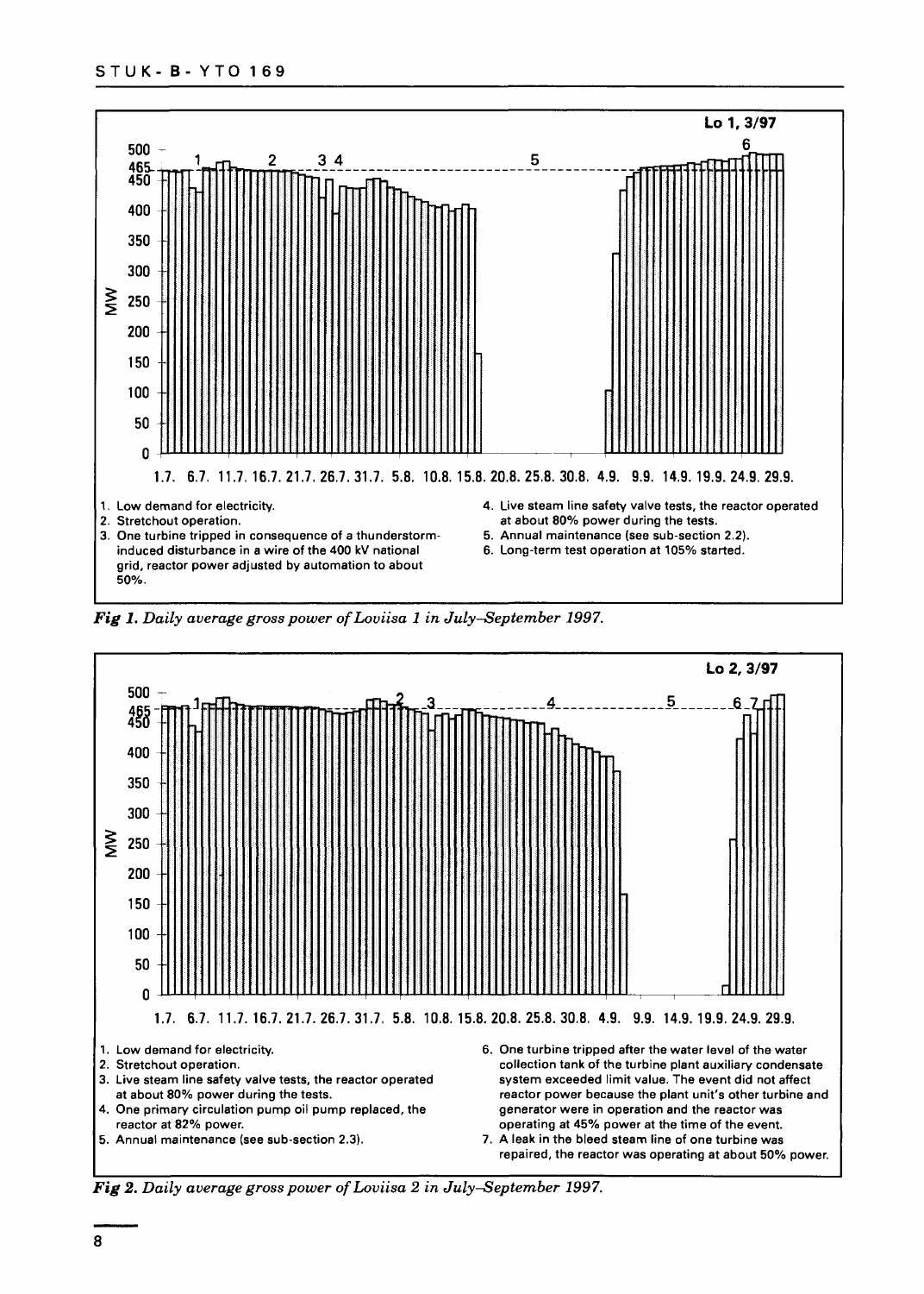Lo 1, 3/97

1. Low demand for electricity.
2. Stretchout operation.
3. One turbine tripped in consequence of a thunderstorm-induced disturbance in a wire of the 400 kV national grid, reactor power adjusted by automation to about 50%.
4. Live steam line safety valve tests, the reactor operated at about 80% power during the tests.
5. Annual maintenance (see sub-section 2.2).
6. Long-term test operation at 105% started.

*Fig 1. Daily average gross power of Loviisa 1 in July–September 1997.*

Lo 2, 3/97

1. Low demand for electricity.
2. Stretchout operation.
3. Live steam line safety valve tests, the reactor operated at about 80% power during the tests.
4. One primary circulation pump oil pump replaced, the reactor at 82% power.
5. Annual maintenance (see sub-section 2.3).
6. One turbine tripped after the water level of the water collection tank of the turbine plant auxiliary condensate system exceeded limit value. The event did not affect reactor power because the plant unit's other turbine and generator were in operation and the reactor was operating at 45% power at the time of the event.
7. A leak in the bleed steam line of one turbine was repaired, the reactor was operating at about 50% power.

*Fig 2. Daily average gross power of Loviisa 2 in July–September 1997.*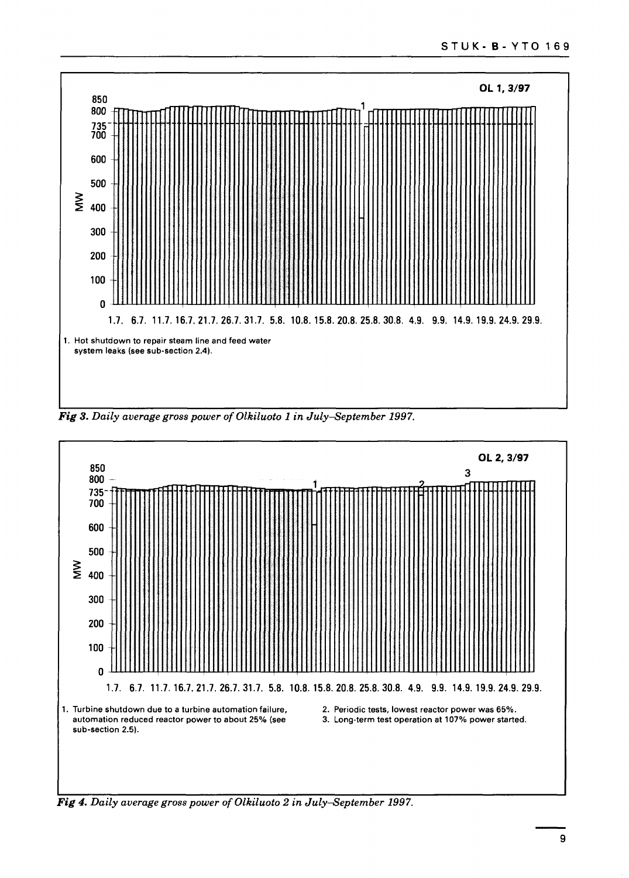OL 1, 3/97

1. Hot shutdown to repair steam line and feed water system leaks (see sub-section 2.4).

*Fig 3. Daily average gross power of Olkiluoto 1 in July–September 1997.*

OL 2, 3/97

1. Turbine shutdown due to a turbine automation failure, automation reduced reactor power to about 25% (see sub-section 2.5).
2. Periodic tests, lowest reactor power was 65%.
3. Long-term test operation at 107% power started.

*Fig 4. Daily average gross power of Olkiluoto 2 in July–September 1997.*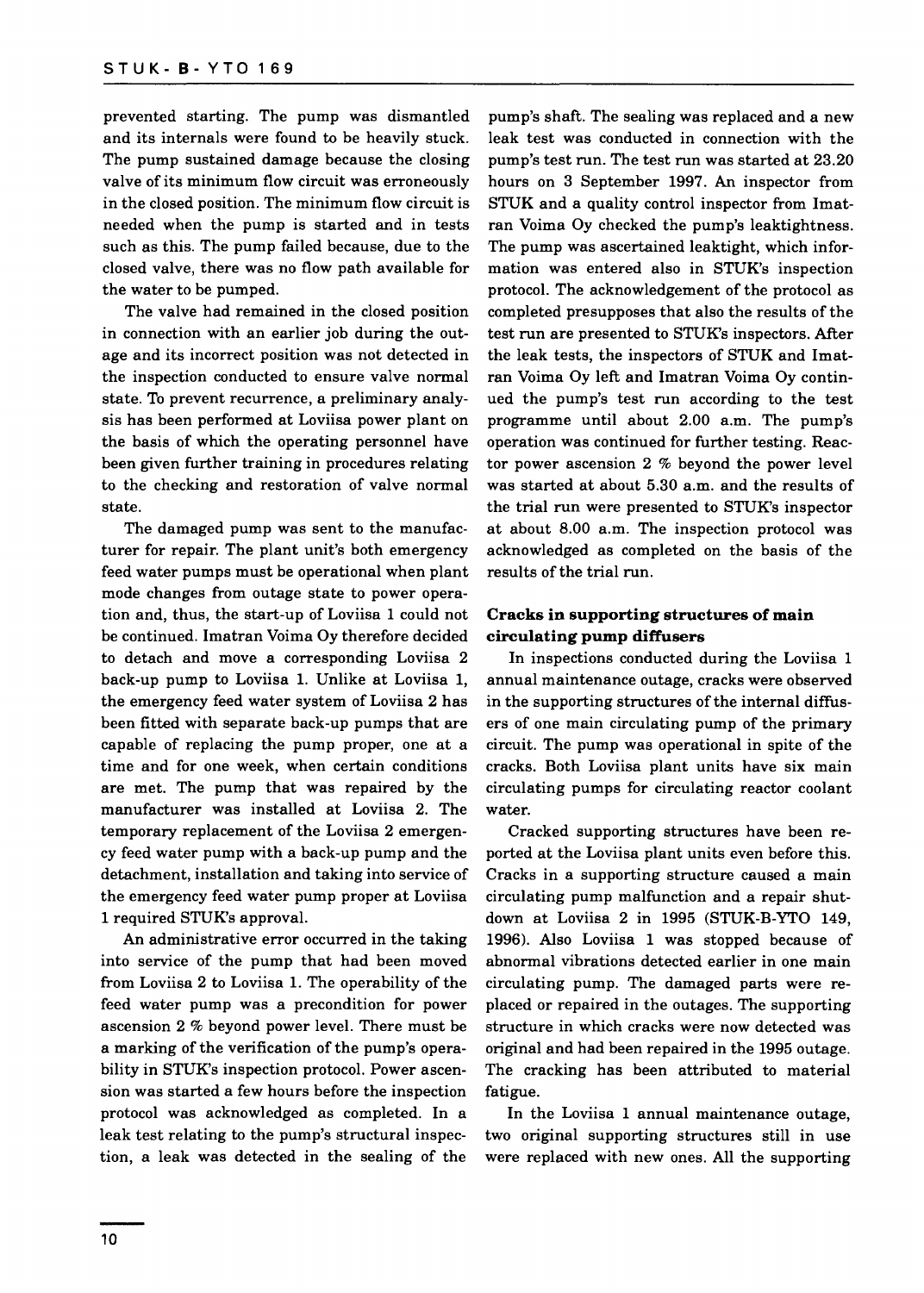prevented starting. The pump was dismantled and its internals were found to be heavily stuck. The pump sustained damage because the closing valve of its minimum flow circuit was erroneously in the closed position. The minimum flow circuit is needed when the pump is started and in tests such as this. The pump failed because, due to the closed valve, there was no flow path available for the water to be pumped.

The valve had remained in the closed position in connection with an earlier job during the outage and its incorrect position was not detected in the inspection conducted to ensure valve normal state. To prevent recurrence, a preliminary analysis has been performed at Loviisa power plant on the basis of which the operating personnel have been given further training in procedures relating to the checking and restoration of valve normal state.

The damaged pump was sent to the manufacturer for repair. The plant unit's both emergency feed water pumps must be operational when plant mode changes from outage state to power operation and, thus, the start-up of Loviisa 1 could not be continued. Imatran Voima Oy therefore decided to detach and move a corresponding Loviisa 2 back-up pump to Loviisa 1. Unlike at Loviisa 1, the emergency feed water system of Loviisa 2 has been fitted with separate back-up pumps that are capable of replacing the pump proper, one at a time and for one week, when certain conditions are met. The pump that was repaired by the manufacturer was installed at Loviisa 2. The temporary replacement of the Loviisa 2 emergency feed water pump with a back-up pump and the detachment, installation and taking into service of the emergency feed water pump proper at Loviisa 1 required STUK's approval.

An administrative error occurred in the taking into service of the pump that had been moved from Loviisa 2 to Loviisa 1. The operability of the feed water pump was a precondition for power ascension 2 % beyond power level. There must be a marking of the verification of the pump's operability in STUK's inspection protocol. Power ascension was started a few hours before the inspection protocol was acknowledged as completed. In a leak test relating to the pump's structural inspection, a leak was detected in the sealing of the pump's shaft. The sealing was replaced and a new leak test was conducted in connection with the pump's test run. The test run was started at 23.20 hours on 3 September 1997. An inspector from STUK and a quality control inspector from Imatran Voima Oy checked the pump's leaktightness. The pump was ascertained leaktight, which information was entered also in STUK's inspection protocol. The acknowledgement of the protocol as completed presupposes that also the results of the test run are presented to STUK's inspectors. After the leak tests, the inspectors of STUK and Imatran Voima Oy left and Imatran Voima Oy continued the pump's test run according to the test programme until about 2.00 a.m. The pump's operation was continued for further testing. Reactor power ascension 2 % beyond the power level was started at about 5.30 a.m. and the results of the trial run were presented to STUK's inspector at about 8.00 a.m. The inspection protocol was acknowledged as completed on the basis of the results of the trial run.

### Cracks in supporting structures of main circulating pump diffusers

In inspections conducted during the Loviisa 1 annual maintenance outage, cracks were observed in the supporting structures of the internal diffusers of one main circulating pump of the primary circuit. The pump was operational in spite of the cracks. Both Loviisa plant units have six main circulating pumps for circulating reactor coolant water.

Cracked supporting structures have been reported at the Loviisa plant units even before this. Cracks in a supporting structure caused a main circulating pump malfunction and a repair shutdown at Loviisa 2 in 1995 (STUK-B-YTO 149, 1996). Also Loviisa 1 was stopped because of abnormal vibrations detected earlier in one main circulating pump. The damaged parts were replaced or repaired in the outages. The supporting structure in which cracks were now detected was original and had been repaired in the 1995 outage. The cracking has been attributed to material fatigue.

In the Loviisa 1 annual maintenance outage, two original supporting structures still in use were replaced with new ones. All the supporting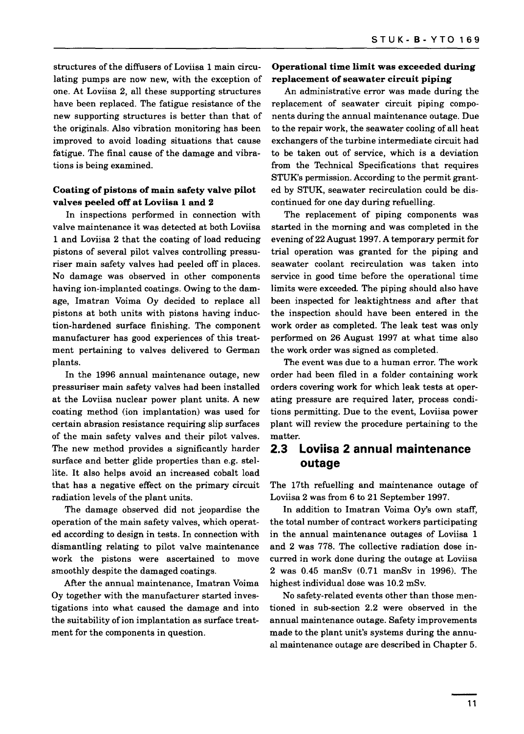structures of the diffusers of Loviisa 1 main circulating pumps are now new, with the exception of one. At Loviisa 2, all these supporting structures have been replaced. The fatigue resistance of the new supporting structures is better than that of the originals. Also vibration monitoring has been improved to avoid loading situations that cause fatigue. The final cause of the damage and vibrations is being examined.

#### Coating of pistons of main safety valve pilot valves peeled off at Loviisa 1 and 2

In inspections performed in connection with valve maintenance it was detected at both Loviisa 1 and Loviisa 2 that the coating of load reducing pistons of several pilot valves controlling pressuriser main safety valves had peeled off in places. No damage was observed in other components having ion-implanted coatings. Owing to the damage, Imatran Voima Oy decided to replace all pistons at both units with pistons having induction-hardened surface finishing. The component manufacturer has good experiences of this treatment pertaining to valves delivered to German plants.

In the 1996 annual maintenance outage, new pressuriser main safety valves had been installed at the Loviisa nuclear power plant units. A new coating method (ion implantation) was used for certain abrasion resistance requiring slip surfaces of the main safety valves and their pilot valves. The new method provides a significantly harder surface and better glide properties than e.g. stellite. It also helps avoid an increased cobalt load that has a negative effect on the primary circuit radiation levels of the plant units.

The damage observed did not jeopardise the operation of the main safety valves, which operated according to design in tests. In connection with dismantling relating to pilot valve maintenance work the pistons were ascertained to move smoothly despite the damaged coatings.

After the annual maintenance, Imatran Voima Oy together with the manufacturer started investigations into what caused the damage and into the suitability of ion implantation as surface treatment for the components in question.

#### Operational time limit was exceeded during replacement of seawater circuit piping

An administrative error was made during the replacement of seawater circuit piping components during the annual maintenance outage. Due to the repair work, the seawater cooling of all heat exchangers of the turbine intermediate circuit had to be taken out of service, which is a deviation from the Technical Specifications that requires STUK's permission. According to the permit granted by STUK, seawater recirculation could be discontinued for one day during refuelling.

The replacement of piping components was started in the morning and was completed in the evening of 22 August 1997. A temporary permit for trial operation was granted for the piping and seawater coolant recirculation was taken into service in good time before the operational time limits were exceeded. The piping should also have been inspected for leaktightness and after that the inspection should have been entered in the work order as completed. The leak test was only performed on 26 August 1997 at what time also the work order was signed as completed.

The event was due to a human error. The work order had been filed in a folder containing work orders covering work for which leak tests at operating pressure are required later, process conditions permitting. Due to the event, Loviisa power plant will review the procedure pertaining to the matter.

## 2.3 Loviisa 2 annual maintenance outage

The 17th refuelling and maintenance outage of Loviisa 2 was from 6 to 21 September 1997.

In addition to Imatran Voima Oy's own staff, the total number of contract workers participating in the annual maintenance outages of Loviisa 1 and 2 was 778. The collective radiation dose incurred in work done during the outage at Loviisa 2 was 0.45 manSv (0.71 manSv in 1996). The highest individual dose was 10.2 mSv.

No safety-related events other than those mentioned in sub-section 2.2 were observed in the annual maintenance outage. Safety improvements made to the plant unit's systems during the annual maintenance outage are described in Chapter 5.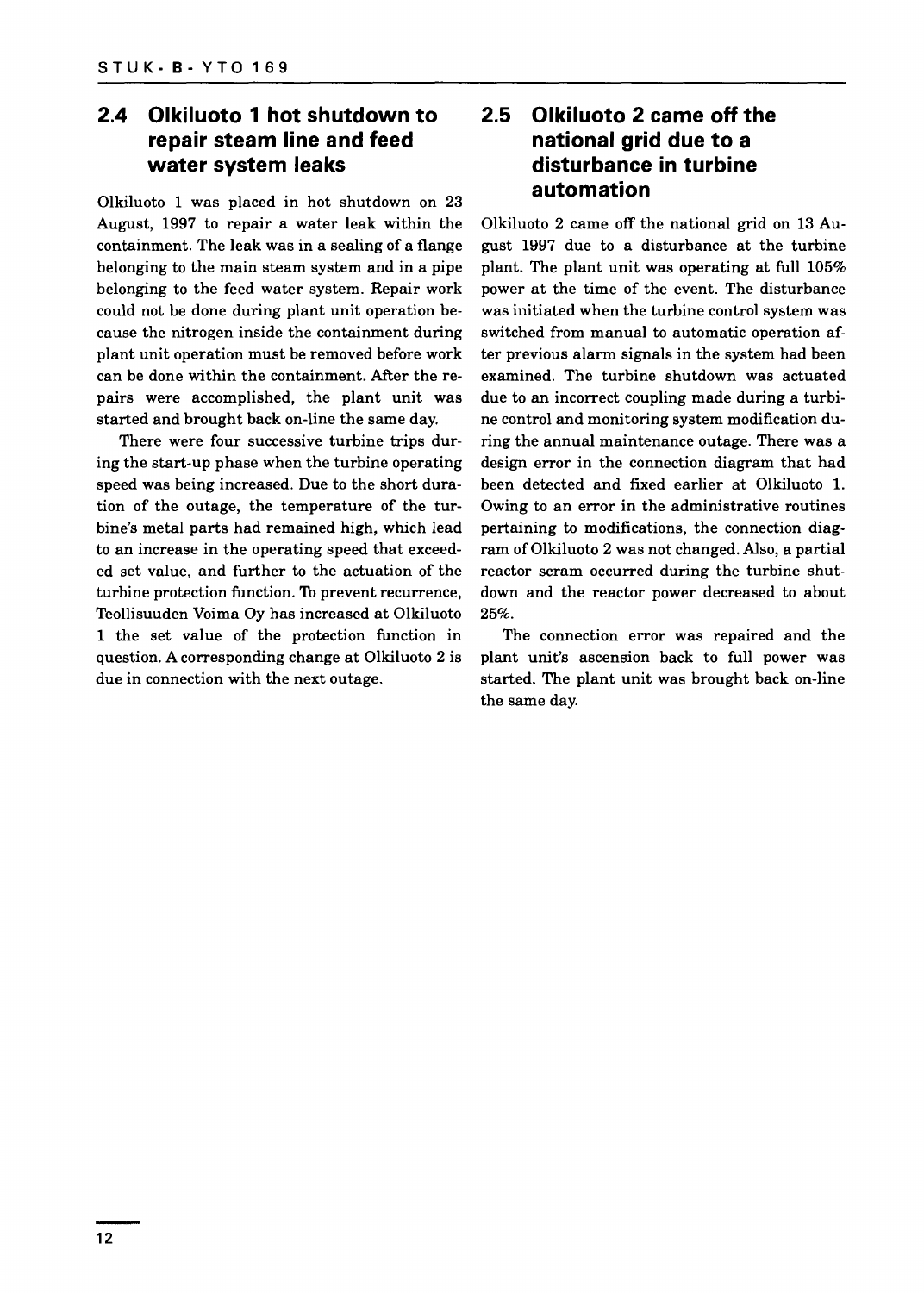## 2.4 Olkiluoto 1 hot shutdown to repair steam line and feed water system leaks

Olkiluoto 1 was placed in hot shutdown on 23 August, 1997 to repair a water leak within the containment. The leak was in a sealing of a flange belonging to the main steam system and in a pipe belonging to the feed water system. Repair work could not be done during plant unit operation because the nitrogen inside the containment during plant unit operation must be removed before work can be done within the containment. After the repairs were accomplished, the plant unit was started and brought back on-line the same day.

There were four successive turbine trips during the start-up phase when the turbine operating speed was being increased. Due to the short duration of the outage, the temperature of the turbine's metal parts had remained high, which lead to an increase in the operating speed that exceeded set value, and further to the actuation of the turbine protection function. To prevent recurrence, Teollisuuden Voima Oy has increased at Olkiluoto 1 the set value of the protection function in question. A corresponding change at Olkiluoto 2 is due in connection with the next outage.

## 2.5 Olkiluoto 2 came off the national grid due to a disturbance in turbine automation

Olkiluoto 2 came off the national grid on 13 August 1997 due to a disturbance at the turbine plant. The plant unit was operating at full 105% power at the time of the event. The disturbance was initiated when the turbine control system was switched from manual to automatic operation after previous alarm signals in the system had been examined. The turbine shutdown was actuated due to an incorrect coupling made during a turbine control and monitoring system modification during the annual maintenance outage. There was a design error in the connection diagram that had been detected and fixed earlier at Olkiluoto 1. Owing to an error in the administrative routines pertaining to modifications, the connection diagram of Olkiluoto 2 was not changed. Also, a partial reactor scram occurred during the turbine shutdown and the reactor power decreased to about 25%.

The connection error was repaired and the plant unit's ascension back to full power was started. The plant unit was brought back on-line the same day.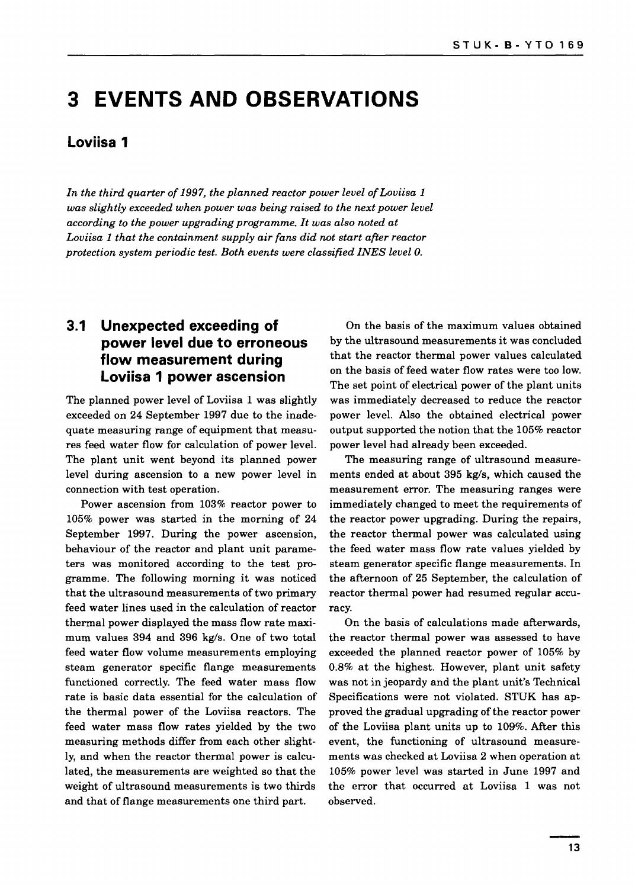# 3 EVENTS AND OBSERVATIONS

## Loviisa 1

*In the third quarter of 1997, the planned reactor power level of Loviisa 1 was slightly exceeded when power was being raised to the next power level according to the power upgrading programme. It was also noted at Loviisa 1 that the containment supply air fans did not start after reactor protection system periodic test. Both events were classified INES level 0.*

### 3.1 Unexpected exceeding of power level due to erroneous flow measurement during Loviisa 1 power ascension

The planned power level of Loviisa 1 was slightly exceeded on 24 September 1997 due to the inadequate measuring range of equipment that measures feed water flow for calculation of power level. The plant unit went beyond its planned power level during ascension to a new power level in connection with test operation.

Power ascension from 103% reactor power to 105% power was started in the morning of 24 September 1997. During the power ascension, behaviour of the reactor and plant unit parameters was monitored according to the test programme. The following morning it was noticed that the ultrasound measurements of two primary feed water lines used in the calculation of reactor thermal power displayed the mass flow rate maximum values 394 and 396 kg/s. One of two total feed water flow volume measurements employing steam generator specific flange measurements functioned correctly. The feed water mass flow rate is basic data essential for the calculation of the thermal power of the Loviisa reactors. The feed water mass flow rates yielded by the two measuring methods differ from each other slightly, and when the reactor thermal power is calculated, the measurements are weighted so that the weight of ultrasound measurements is two thirds and that of flange measurements one third part.

On the basis of the maximum values obtained by the ultrasound measurements it was concluded that the reactor thermal power values calculated on the basis of feed water flow rates were too low. The set point of electrical power of the plant units was immediately decreased to reduce the reactor power level. Also the obtained electrical power output supported the notion that the 105% reactor power level had already been exceeded.

The measuring range of ultrasound measurements ended at about 395 kg/s, which caused the measurement error. The measuring ranges were immediately changed to meet the requirements of the reactor power upgrading. During the repairs, the reactor thermal power was calculated using the feed water mass flow rate values yielded by steam generator specific flange measurements. In the afternoon of 25 September, the calculation of reactor thermal power had resumed regular accuracy.

On the basis of calculations made afterwards, the reactor thermal power was assessed to have exceeded the planned reactor power of 105% by 0.8% at the highest. However, plant unit safety was not in jeopardy and the plant unit's Technical Specifications were not violated. STUK has approved the gradual upgrading of the reactor power of the Loviisa plant units up to 109%. After this event, the functioning of ultrasound measurements was checked at Loviisa 2 when operation at 105% power level was started in June 1997 and the error that occurred at Loviisa 1 was not observed.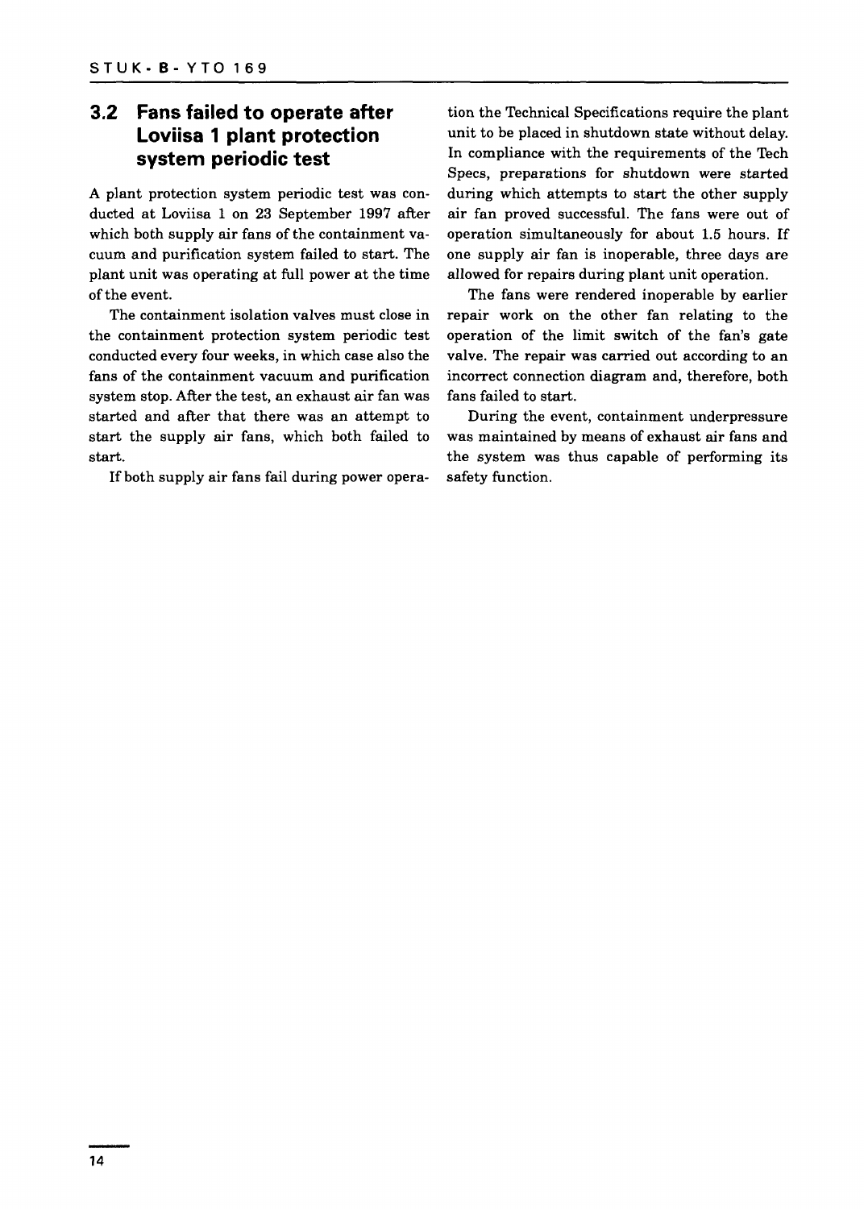## 3.2 Fans failed to operate after Loviisa 1 plant protection system periodic test

A plant protection system periodic test was conducted at Loviisa 1 on 23 September 1997 after which both supply air fans of the containment vacuum and purification system failed to start. The plant unit was operating at full power at the time of the event.

The containment isolation valves must close in the containment protection system periodic test conducted every four weeks, in which case also the fans of the containment vacuum and purification system stop. After the test, an exhaust air fan was started and after that there was an attempt to start the supply air fans, which both failed to start.

If both supply air fans fail during power operation the Technical Specifications require the plant unit to be placed in shutdown state without delay. In compliance with the requirements of the Tech Specs, preparations for shutdown were started during which attempts to start the other supply air fan proved successful. The fans were out of operation simultaneously for about 1.5 hours. If one supply air fan is inoperable, three days are allowed for repairs during plant unit operation.

The fans were rendered inoperable by earlier repair work on the other fan relating to the operation of the limit switch of the fan's gate valve. The repair was carried out according to an incorrect connection diagram and, therefore, both fans failed to start.

During the event, containment underpressure was maintained by means of exhaust air fans and the system was thus capable of performing its safety function.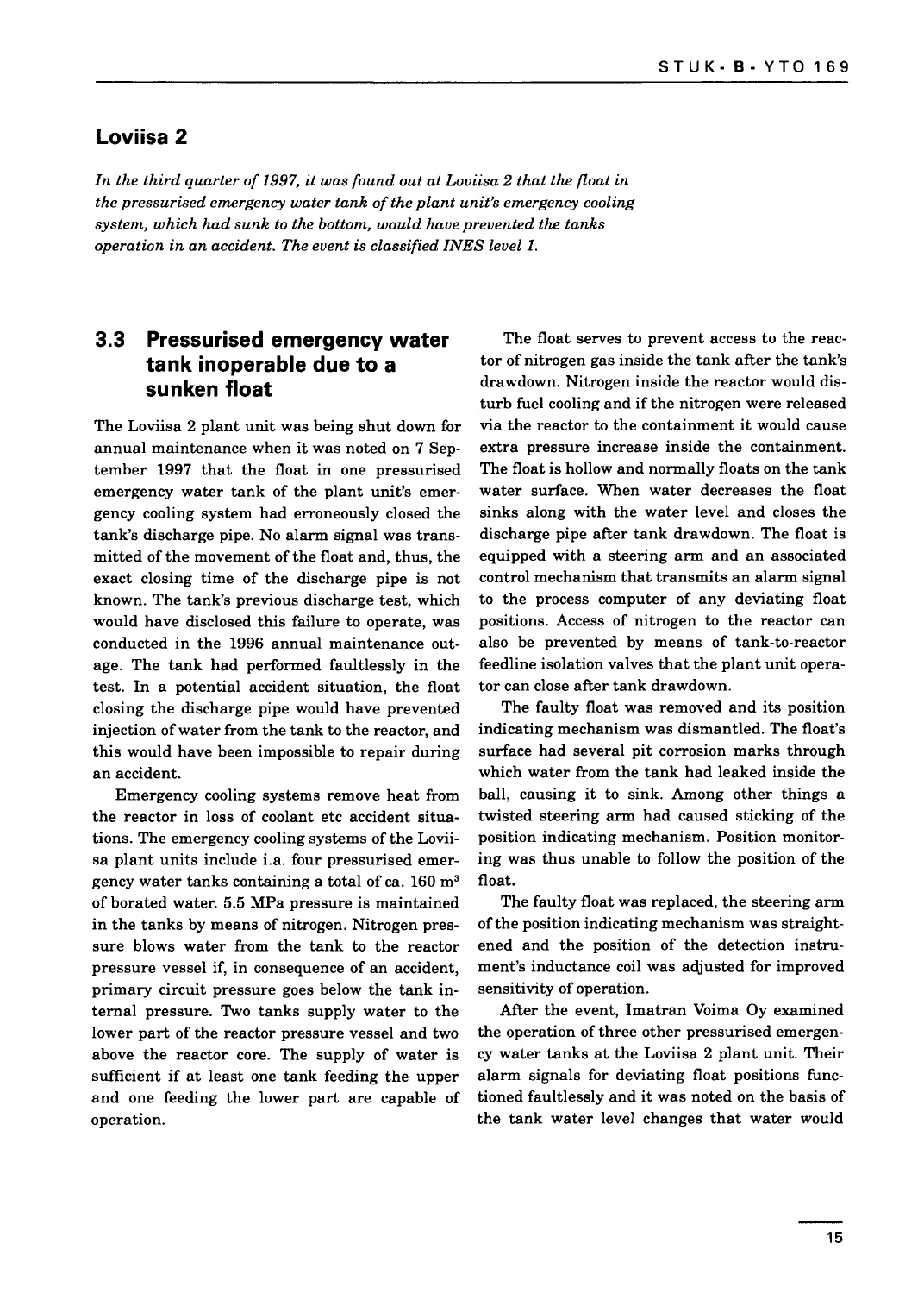## Loviisa 2

*In the third quarter of 1997, it was found out at Loviisa 2 that the float in the pressurised emergency water tank of the plant unit's emergency cooling system, which had sunk to the bottom, would have prevented the tanks operation in an accident. The event is classified INES level 1.*

### 3.3 Pressurised emergency water tank inoperable due to a sunken float

The Loviisa 2 plant unit was being shut down for annual maintenance when it was noted on 7 September 1997 that the float in one pressurised emergency water tank of the plant unit's emergency cooling system had erroneously closed the tank's discharge pipe. No alarm signal was transmitted of the movement of the float and, thus, the exact closing time of the discharge pipe is not known. The tank's previous discharge test, which would have disclosed this failure to operate, was conducted in the 1996 annual maintenance outage. The tank had performed faultlessly in the test. In a potential accident situation, the float closing the discharge pipe would have prevented injection of water from the tank to the reactor, and this would have been impossible to repair during an accident.

Emergency cooling systems remove heat from the reactor in loss of coolant etc accident situations. The emergency cooling systems of the Loviisa plant units include i.a. four pressurised emergency water tanks containing a total of ca. 160 m$^3$ of borated water. 5.5 MPa pressure is maintained in the tanks by means of nitrogen. Nitrogen pressure blows water from the tank to the reactor pressure vessel if, in consequence of an accident, primary circuit pressure goes below the tank internal pressure. Two tanks supply water to the lower part of the reactor pressure vessel and two above the reactor core. The supply of water is sufficient if at least one tank feeding the upper and one feeding the lower part are capable of operation.

The float serves to prevent access to the reactor of nitrogen gas inside the tank after the tank's drawdown. Nitrogen inside the reactor would disturb fuel cooling and if the nitrogen were released via the reactor to the containment it would cause extra pressure increase inside the containment. The float is hollow and normally floats on the tank water surface. When water decreases the float sinks along with the water level and closes the discharge pipe after tank drawdown. The float is equipped with a steering arm and an associated control mechanism that transmits an alarm signal to the process computer of any deviating float positions. Access of nitrogen to the reactor can also be prevented by means of tank-to-reactor feedline isolation valves that the plant unit operator can close after tank drawdown.

The faulty float was removed and its position indicating mechanism was dismantled. The float's surface had several pit corrosion marks through which water from the tank had leaked inside the ball, causing it to sink. Among other things a twisted steering arm had caused sticking of the position indicating mechanism. Position monitoring was thus unable to follow the position of the float.

The faulty float was replaced, the steering arm of the position indicating mechanism was straightened and the position of the detection instrument's inductance coil was adjusted for improved sensitivity of operation.

After the event, Imatran Voima Oy examined the operation of three other pressurised emergency water tanks at the Loviisa 2 plant unit. Their alarm signals for deviating float positions functioned faultlessly and it was noted on the basis of the tank water level changes that water would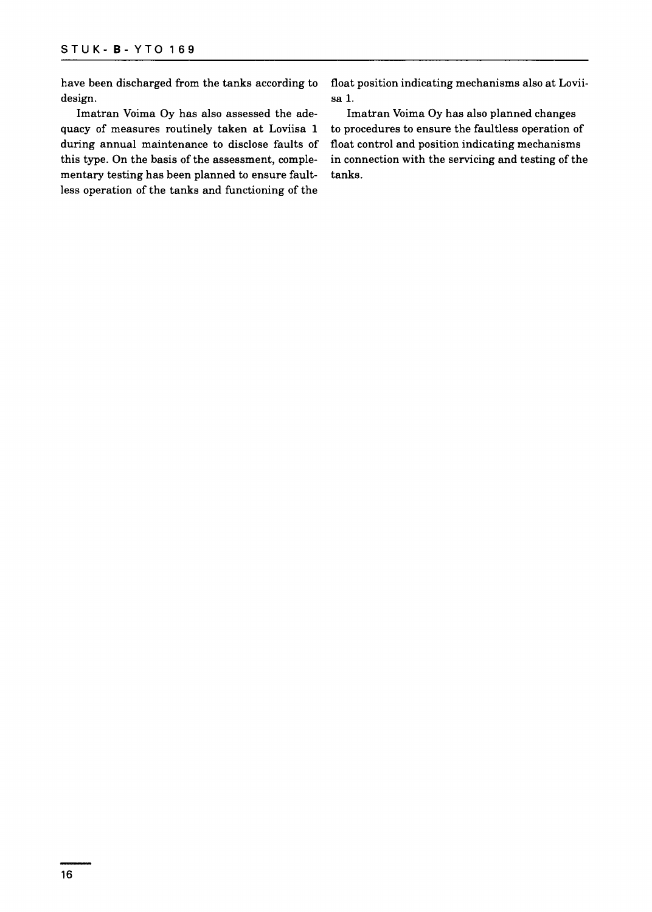have been discharged from the tanks according to design.

Imatran Voima Oy has also assessed the adequacy of measures routinely taken at Loviisa 1 during annual maintenance to disclose faults of this type. On the basis of the assessment, complementary testing has been planned to ensure faultless operation of the tanks and functioning of the float position indicating mechanisms also at Loviisa 1.

Imatran Voima Oy has also planned changes to procedures to ensure the faultless operation of float control and position indicating mechanisms in connection with the servicing and testing of the tanks.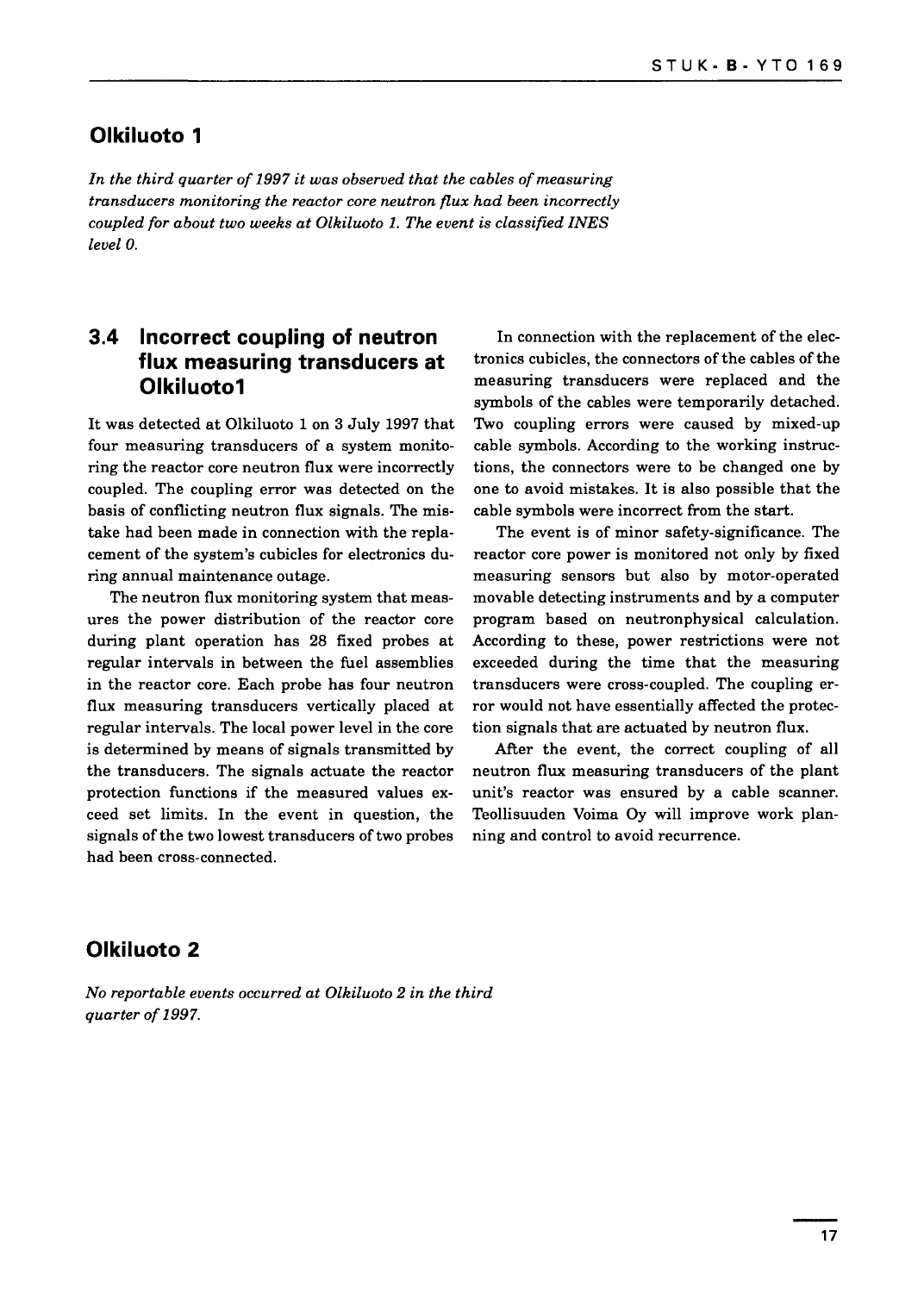## Olkiluoto 1

*In the third quarter of 1997 it was observed that the cables of measuring transducers monitoring the reactor core neutron flux had been incorrectly coupled for about two weeks at Olkiluoto 1. The event is classified INES level 0.*

### 3.4 Incorrect coupling of neutron flux measuring transducers at Olkiluoto1

It was detected at Olkiluoto 1 on 3 July 1997 that four measuring transducers of a system monitoring the reactor core neutron flux were incorrectly coupled. The coupling error was detected on the basis of conflicting neutron flux signals. The mistake had been made in connection with the replacement of the system's cubicles for electronics during annual maintenance outage.

The neutron flux monitoring system that measures the power distribution of the reactor core during plant operation has 28 fixed probes at regular intervals in between the fuel assemblies in the reactor core. Each probe has four neutron flux measuring transducers vertically placed at regular intervals. The local power level in the core is determined by means of signals transmitted by the transducers. The signals actuate the reactor protection functions if the measured values exceed set limits. In the event in question, the signals of the two lowest transducers of two probes had been cross-connected.

In connection with the replacement of the electronics cubicles, the connectors of the cables of the measuring transducers were replaced and the symbols of the cables were temporarily detached. Two coupling errors were caused by mixed-up cable symbols. According to the working instructions, the connectors were to be changed one by one to avoid mistakes. It is also possible that the cable symbols were incorrect from the start.

The event is of minor safety-significance. The reactor core power is monitored not only by fixed measuring sensors but also by motor-operated movable detecting instruments and by a computer program based on neutronphysical calculation. According to these, power restrictions were not exceeded during the time that the measuring transducers were cross-coupled. The coupling error would not have essentially affected the protection signals that are actuated by neutron flux.

After the event, the correct coupling of all neutron flux measuring transducers of the plant unit's reactor was ensured by a cable scanner. Teollisuuden Voima Oy will improve work planning and control to avoid recurrence.

## Olkiluoto 2

*No reportable events occurred at Olkiluoto 2 in the third quarter of 1997.*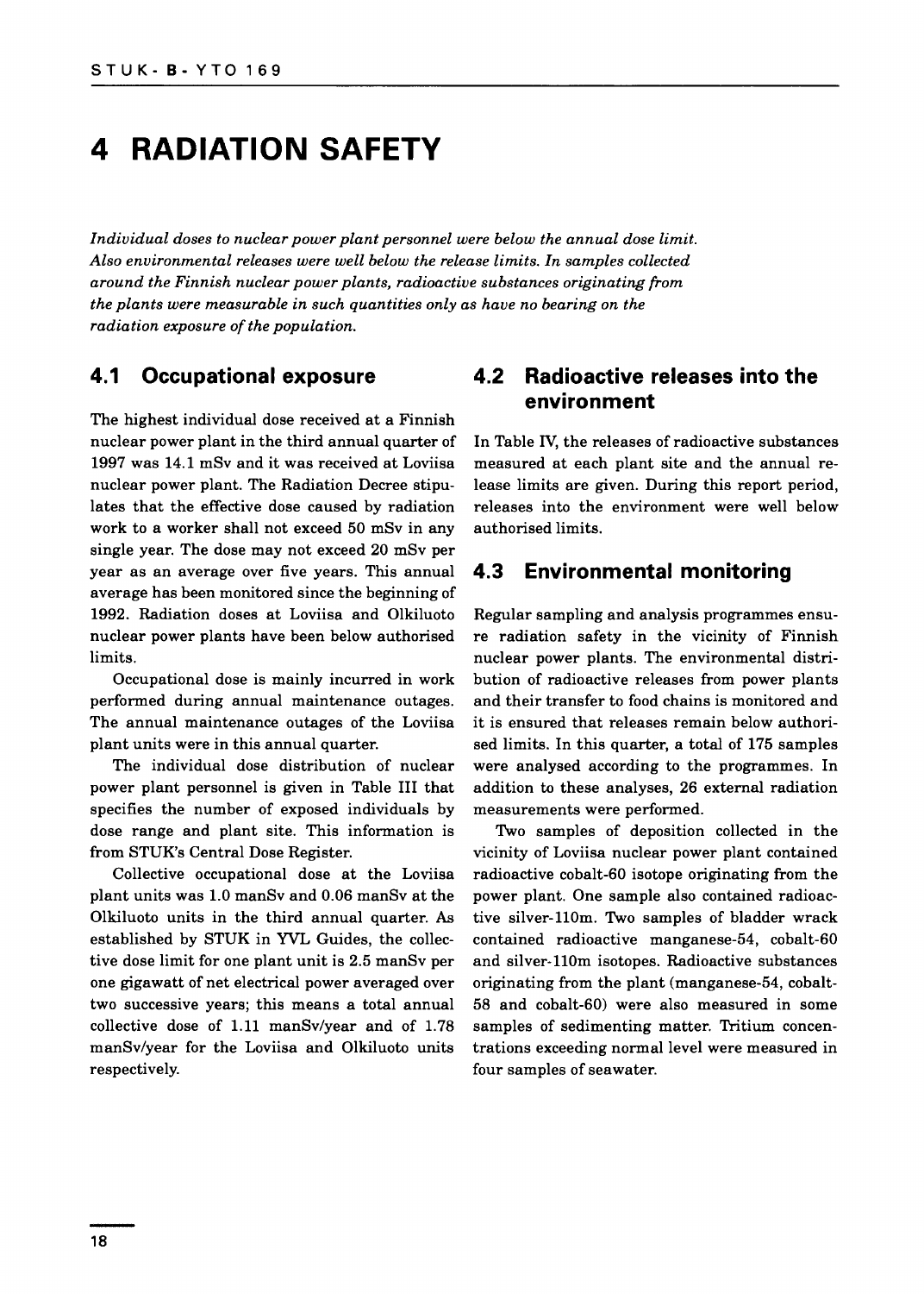# 4 RADIATION SAFETY

*Individual doses to nuclear power plant personnel were below the annual dose limit. Also environmental releases were well below the release limits. In samples collected around the Finnish nuclear power plants, radioactive substances originating from the plants were measurable in such quantities only as have no bearing on the radiation exposure of the population.*

## 4.1 Occupational exposure

The highest individual dose received at a Finnish nuclear power plant in the third annual quarter of 1997 was 14.1 mSv and it was received at Loviisa nuclear power plant. The Radiation Decree stipulates that the effective dose caused by radiation work to a worker shall not exceed 50 mSv in any single year. The dose may not exceed 20 mSv per year as an average over five years. This annual average has been monitored since the beginning of 1992. Radiation doses at Loviisa and Olkiluoto nuclear power plants have been below authorised limits.

Occupational dose is mainly incurred in work performed during annual maintenance outages. The annual maintenance outages of the Loviisa plant units were in this annual quarter.

The individual dose distribution of nuclear power plant personnel is given in Table III that specifies the number of exposed individuals by dose range and plant site. This information is from STUK's Central Dose Register.

Collective occupational dose at the Loviisa plant units was 1.0 manSv and 0.06 manSv at the Olkiluoto units in the third annual quarter. As established by STUK in YVL Guides, the collective dose limit for one plant unit is 2.5 manSv per one gigawatt of net electrical power averaged over two successive years; this means a total annual collective dose of 1.11 manSv/year and of 1.78 manSv/year for the Loviisa and Olkiluoto units respectively.

## 4.2 Radioactive releases into the environment

In Table IV, the releases of radioactive substances measured at each plant site and the annual release limits are given. During this report period, releases into the environment were well below authorised limits.

## 4.3 Environmental monitoring

Regular sampling and analysis programmes ensure radiation safety in the vicinity of Finnish nuclear power plants. The environmental distribution of radioactive releases from power plants and their transfer to food chains is monitored and it is ensured that releases remain below authorised limits. In this quarter, a total of 175 samples were analysed according to the programmes. In addition to these analyses, 26 external radiation measurements were performed.

Two samples of deposition collected in the vicinity of Loviisa nuclear power plant contained radioactive cobalt-60 isotope originating from the power plant. One sample also contained radioactive silver-110m. Two samples of bladder wrack contained radioactive manganese-54, cobalt-60 and silver-110m isotopes. Radioactive substances originating from the plant (manganese-54, cobalt-58 and cobalt-60) were also measured in some samples of sedimenting matter. Tritium concentrations exceeding normal level were measured in four samples of seawater.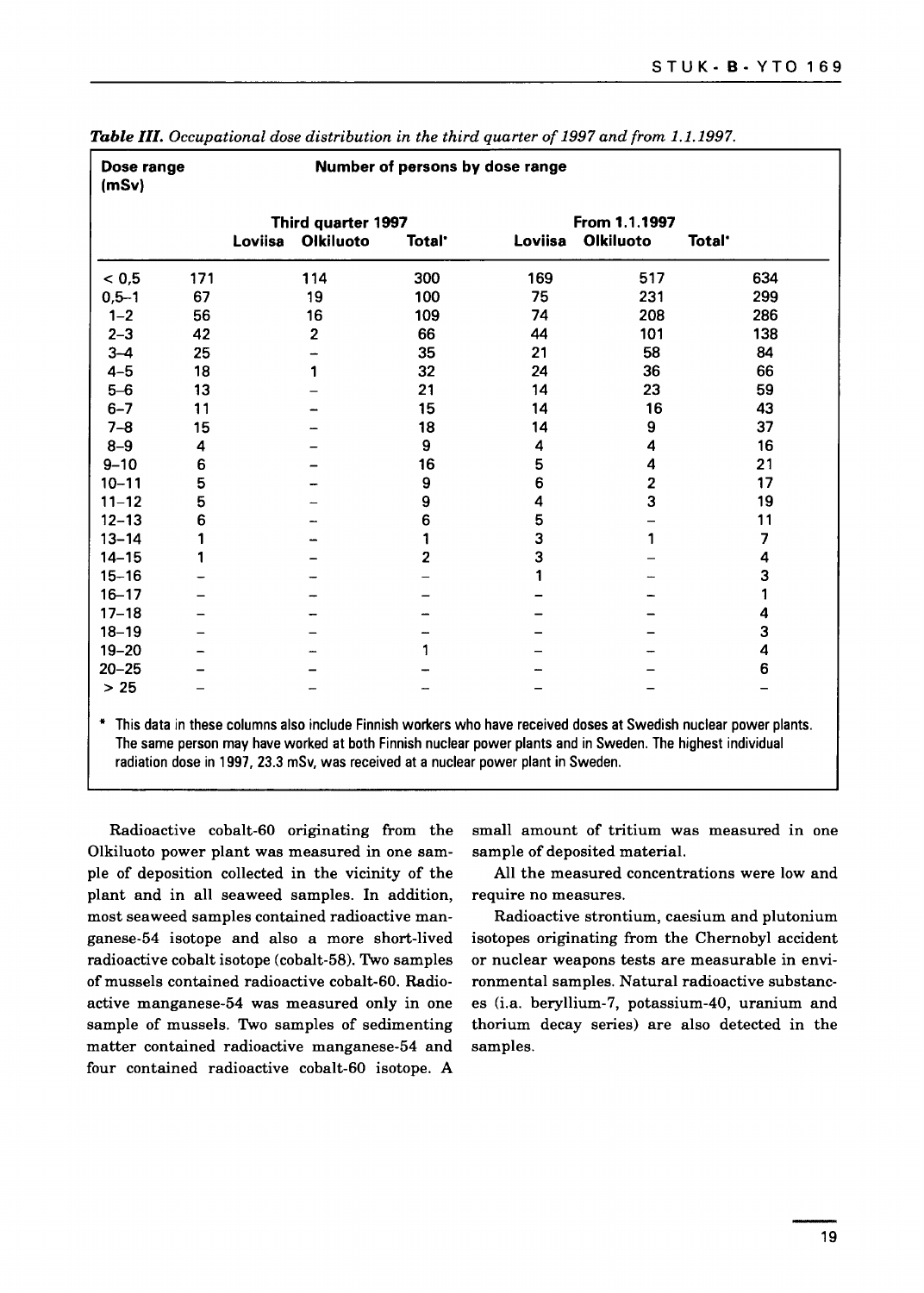*Table III. Occupational dose distribution in the third quarter of 1997 and from 1.1.1997.*

| Dose range (mSv) | Number of persons by dose range | | | | | |
|---|---|---|---|---|---|---|
| | Third quarter 1997 | | | From 1.1.1997 | | |
| | Loviisa | Olkiluoto | Total* | Loviisa | Olkiluoto | Total* |
| < 0,5 | 171 | 114 | 300 | 169 | 517 | 634 |
| 0,5–1 | 67 | 19 | 100 | 75 | 231 | 299 |
| 1–2 | 56 | 16 | 109 | 74 | 208 | 286 |
| 2–3 | 42 | 2 | 66 | 44 | 101 | 138 |
| 3–4 | 25 | – | 35 | 21 | 58 | 84 |
| 4–5 | 18 | 1 | 32 | 24 | 36 | 66 |
| 5–6 | 13 | – | 21 | 14 | 23 | 59 |
| 6–7 | 11 | – | 15 | 14 | 16 | 43 |
| 7–8 | 15 | – | 18 | 14 | 9 | 37 |
| 8–9 | 4 | – | 9 | 4 | 4 | 16 |
| 9–10 | 6 | – | 16 | 5 | 4 | 21 |
| 10–11 | 5 | – | 9 | 6 | 2 | 17 |
| 11–12 | 5 | – | 9 | 4 | 3 | 19 |
| 12–13 | 6 | – | 6 | 5 | – | 11 |
| 13–14 | 1 | – | 1 | 3 | 1 | 7 |
| 14–15 | 1 | – | 2 | 3 | – | 4 |
| 15–16 | – | – | – | 1 | – | 3 |
| 16–17 | – | – | – | – | – | 1 |
| 17–18 | – | – | – | – | – | 4 |
| 18–19 | – | – | – | – | – | 3 |
| 19–20 | – | – | 1 | – | – | 4 |
| 20–25 | – | – | – | – | – | 6 |
| > 25 | – | – | – | – | – | – |

\* This data in these columns also include Finnish workers who have received doses at Swedish nuclear power plants. The same person may have worked at both Finnish nuclear power plants and in Sweden. The highest individual radiation dose in 1997, 23.3 mSv, was received at a nuclear power plant in Sweden.

Radioactive cobalt-60 originating from the Olkiluoto power plant was measured in one sample of deposition collected in the vicinity of the plant and in all seaweed samples. In addition, most seaweed samples contained radioactive manganese-54 isotope and also a more short-lived radioactive cobalt isotope (cobalt-58). Two samples of mussels contained radioactive cobalt-60. Radioactive manganese-54 was measured only in one sample of mussels. Two samples of sedimenting matter contained radioactive manganese-54 and four contained radioactive cobalt-60 isotope. A small amount of tritium was measured in one sample of deposited material.

All the measured concentrations were low and require no measures.

Radioactive strontium, caesium and plutonium isotopes originating from the Chernobyl accident or nuclear weapons tests are measurable in environmental samples. Natural radioactive substances (i.a. beryllium-7, potassium-40, uranium and thorium decay series) are also detected in the samples.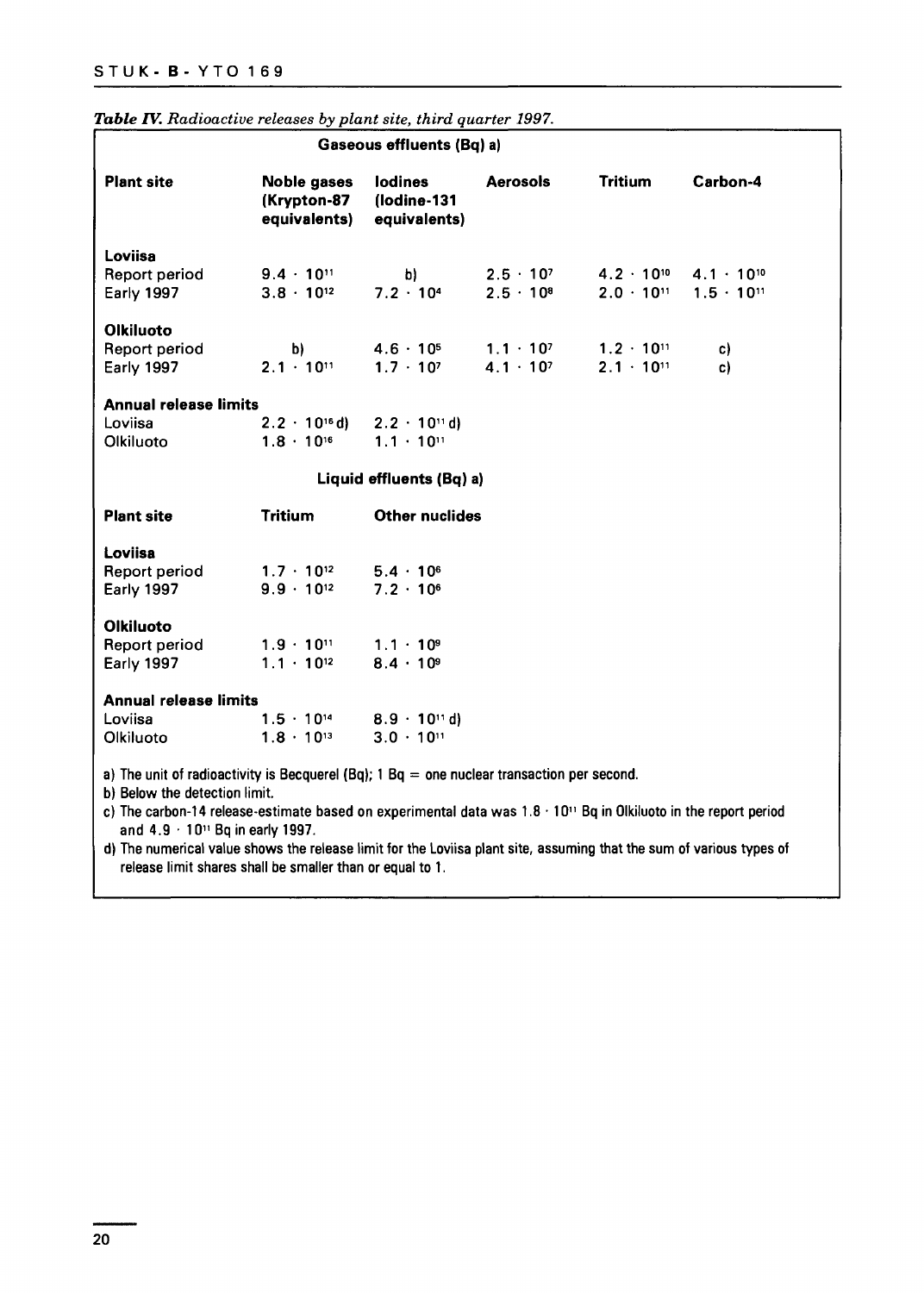*Table IV. Radioactive releases by plant site, third quarter 1997.*

| Gaseous effluents (Bq) a) | | | | | |
|---|---|---|---|---|---|
| **Plant site** | **Noble gases (Krypton-87 equivalents)** | **Iodines (Iodine-131 equivalents)** | **Aerosols** | **Tritium** | **Carbon-4** |
| **Loviisa** | | | | | |
| Report period | $9.4 \cdot 10^{11}$ | b) | $2.5 \cdot 10^{7}$ | $4.2 \cdot 10^{10}$ | $4.1 \cdot 10^{10}$ |
| Early 1997 | $3.8 \cdot 10^{12}$ | $7.2 \cdot 10^{4}$ | $2.5 \cdot 10^{8}$ | $2.0 \cdot 10^{11}$ | $1.5 \cdot 10^{11}$ |
| **Olkiluoto** | | | | | |
| Report period | b) | $4.6 \cdot 10^{5}$ | $1.1 \cdot 10^{7}$ | $1.2 \cdot 10^{11}$ | c) |
| Early 1997 | $2.1 \cdot 10^{11}$ | $1.7 \cdot 10^{7}$ | $4.1 \cdot 10^{7}$ | $2.1 \cdot 10^{11}$ | c) |
| **Annual release limits** | | | | | |
| Loviisa | $2.2 \cdot 10^{16}$ d) | $2.2 \cdot 10^{11}$ d) | | | |
| Olkiluoto | $1.8 \cdot 10^{16}$ | $1.1 \cdot 10^{11}$ | | | |

| Liquid effluents (Bq) a) | | |
|---|---|---|
| **Plant site** | **Tritium** | **Other nuclides** |
| **Loviisa** | | |
| Report period | $1.7 \cdot 10^{12}$ | $5.4 \cdot 10^{6}$ |
| Early 1997 | $9.9 \cdot 10^{12}$ | $7.2 \cdot 10^{6}$ |
| **Olkiluoto** | | |
| Report period | $1.9 \cdot 10^{11}$ | $1.1 \cdot 10^{9}$ |
| Early 1997 | $1.1 \cdot 10^{12}$ | $8.4 \cdot 10^{9}$ |
| **Annual release limits** | | |
| Loviisa | $1.5 \cdot 10^{14}$ | $8.9 \cdot 10^{11}$ d) |
| Olkiluoto | $1.8 \cdot 10^{13}$ | $3.0 \cdot 10^{11}$ |

a) The unit of radioactivity is Becquerel (Bq); 1 Bq = one nuclear transaction per second.

b) Below the detection limit.

c) The carbon-14 release-estimate based on experimental data was $1.8 \cdot 10^{11}$ Bq in Olkiluoto in the report period and $4.9 \cdot 10^{11}$ Bq in early 1997.

d) The numerical value shows the release limit for the Loviisa plant site, assuming that the sum of various types of release limit shares shall be smaller than or equal to 1.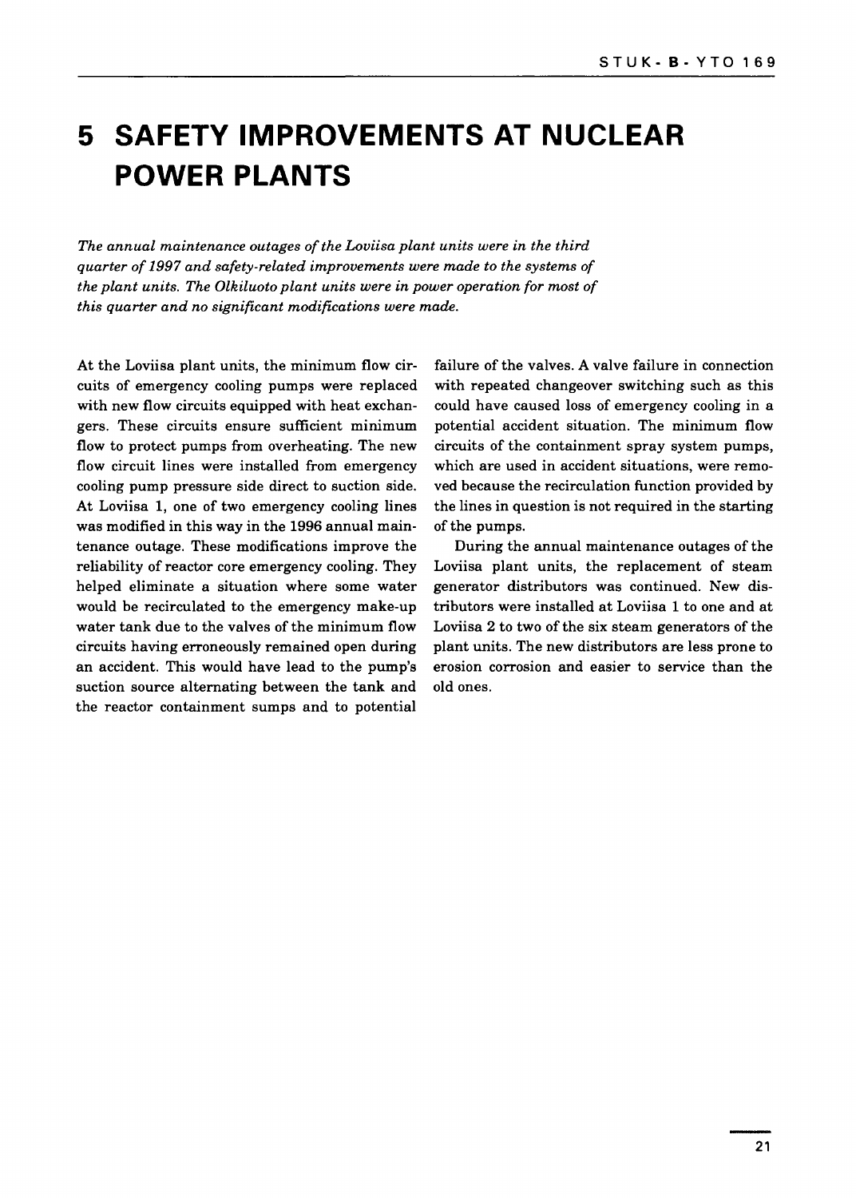# 5 SAFETY IMPROVEMENTS AT NUCLEAR POWER PLANTS

*The annual maintenance outages of the Loviisa plant units were in the third quarter of 1997 and safety-related improvements were made to the systems of the plant units. The Olkiluoto plant units were in power operation for most of this quarter and no significant modifications were made.*

At the Loviisa plant units, the minimum flow circuits of emergency cooling pumps were replaced with new flow circuits equipped with heat exchangers. These circuits ensure sufficient minimum flow to protect pumps from overheating. The new flow circuit lines were installed from emergency cooling pump pressure side direct to suction side. At Loviisa 1, one of two emergency cooling lines was modified in this way in the 1996 annual maintenance outage. These modifications improve the reliability of reactor core emergency cooling. They helped eliminate a situation where some water would be recirculated to the emergency make-up water tank due to the valves of the minimum flow circuits having erroneously remained open during an accident. This would have lead to the pump's suction source alternating between the tank and the reactor containment sumps and to potential failure of the valves. A valve failure in connection with repeated changeover switching such as this could have caused loss of emergency cooling in a potential accident situation. The minimum flow circuits of the containment spray system pumps, which are used in accident situations, were removed because the recirculation function provided by the lines in question is not required in the starting of the pumps.

During the annual maintenance outages of the Loviisa plant units, the replacement of steam generator distributors was continued. New distributors were installed at Loviisa 1 to one and at Loviisa 2 to two of the six steam generators of the plant units. The new distributors are less prone to erosion corrosion and easier to service than the old ones.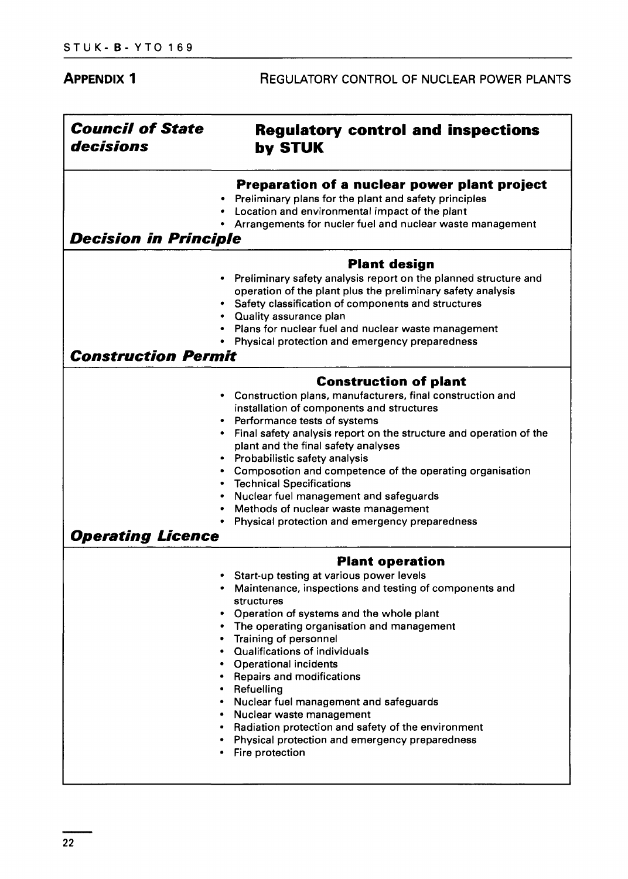## APPENDIX 1 REGULATORY CONTROL OF NUCLEAR POWER PLANTS

| ***Council of State decisions*** | **Regulatory control and inspections by STUK** |
|---|---|
| | **Preparation of a nuclear power plant project**<br>• Preliminary plans for the plant and safety principles<br>• Location and environmental impact of the plant<br>• Arrangements for nucler fuel and nuclear waste management |
| ***Decision in Principle*** | |
| | **Plant design**<br>• Preliminary safety analysis report on the planned structure and operation of the plant plus the preliminary safety analysis<br>• Safety classification of components and structures<br>• Quality assurance plan<br>• Plans for nuclear fuel and nuclear waste management<br>• Physical protection and emergency preparedness |
| ***Construction Permit*** | |
| | **Construction of plant**<br>• Construction plans, manufacturers, final construction and installation of components and structures<br>• Performance tests of systems<br>• Final safety analysis report on the structure and operation of the plant and the final safety analyses<br>• Probabilistic safety analysis<br>• Composotion and competence of the operating organisation<br>• Technical Specifications<br>• Nuclear fuel management and safeguards<br>• Methods of nuclear waste management<br>• Physical protection and emergency preparedness |
| ***Operating Licence*** | |
| | **Plant operation**<br>• Start-up testing at various power levels<br>• Maintenance, inspections and testing of components and structures<br>• Operation of systems and the whole plant<br>• The operating organisation and management<br>• Training of personnel<br>• Qualifications of individuals<br>• Operational incidents<br>• Repairs and modifications<br>• Refuelling<br>• Nuclear fuel management and safeguards<br>• Nuclear waste management<br>• Radiation protection and safety of the environment<br>• Physical protection and emergency preparedness<br>• Fire protection |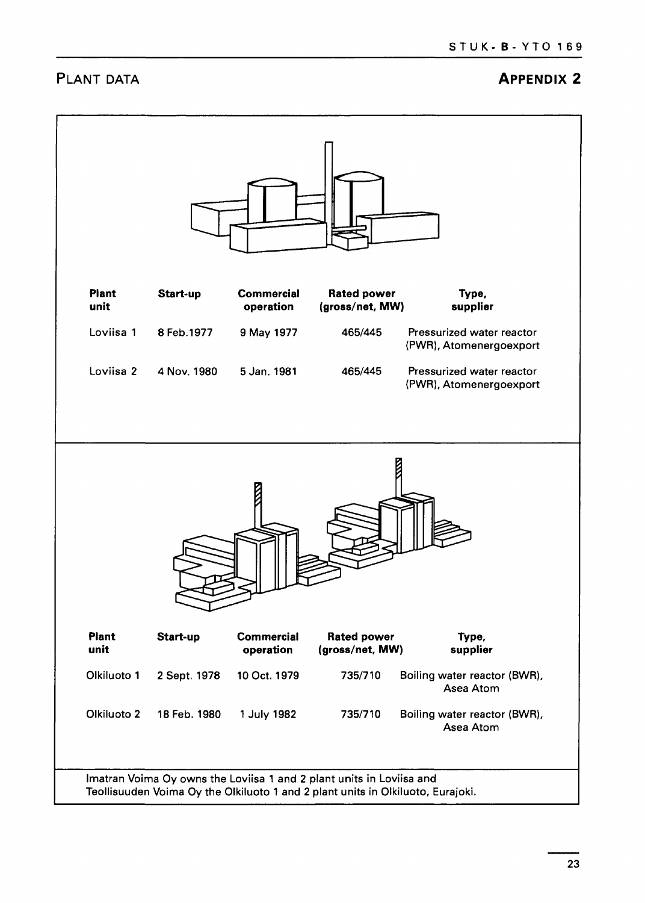## PLANT DATA

## APPENDIX 2

| Plant unit | Start-up | Commercial operation | Rated power (gross/net, MW) | Type, supplier |
|---|---|---|---|---|
| Loviisa 1 | 8 Feb.1977 | 9 May 1977 | 465/445 | Pressurized water reactor (PWR), Atomenergoexport |
| Loviisa 2 | 4 Nov. 1980 | 5 Jan. 1981 | 465/445 | Pressurized water reactor (PWR), Atomenergoexport |

| Plant unit | Start-up | Commercial operation | Rated power (gross/net, MW) | Type, supplier |
|---|---|---|---|---|
| Olkiluoto 1 | 2 Sept. 1978 | 10 Oct. 1979 | 735/710 | Boiling water reactor (BWR), Asea Atom |
| Olkiluoto 2 | 18 Feb. 1980 | 1 July 1982 | 735/710 | Boiling water reactor (BWR), Asea Atom |

Imatran Voima Oy owns the Loviisa 1 and 2 plant units in Loviisa and Teollisuuden Voima Oy the Olkiluoto 1 and 2 plant units in Olkiluoto, Eurajoki.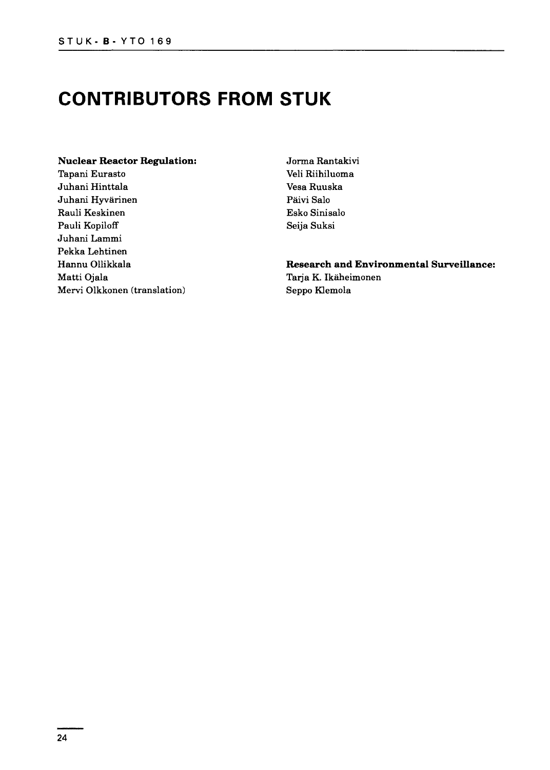# CONTRIBUTORS FROM STUK

**Nuclear Reactor Regulation:**
Tapani Eurasto
Juhani Hinttala
Juhani Hyvärinen
Rauli Keskinen
Pauli Kopiloff
Juhani Lammi
Pekka Lehtinen
Hannu Ollikkala
Matti Ojala
Mervi Olkkonen (translation)
Jorma Rantakivi
Veli Riihiluoma
Vesa Ruuska
Päivi Salo
Esko Sinisalo
Seija Suksi

**Research and Environmental Surveillance:**
Tarja K. Ikäheimonen
Seppo Klemola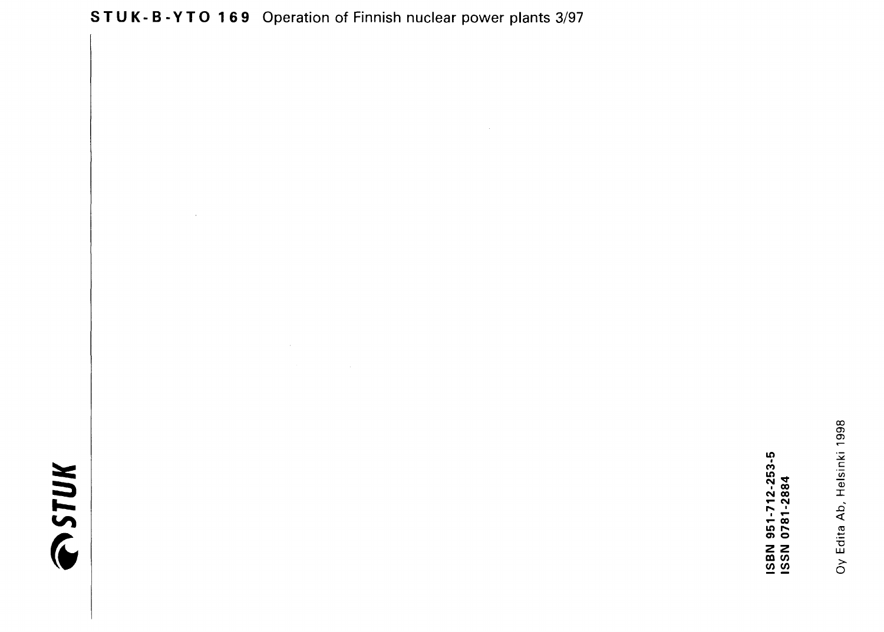**STUK-B-YTO 169** Operation of Finnish nuclear power plants 3/97

STUK

ISBN 951-712-253-5
ISSN 0781-2884

Oy Edita Ab, Helsinki 1998